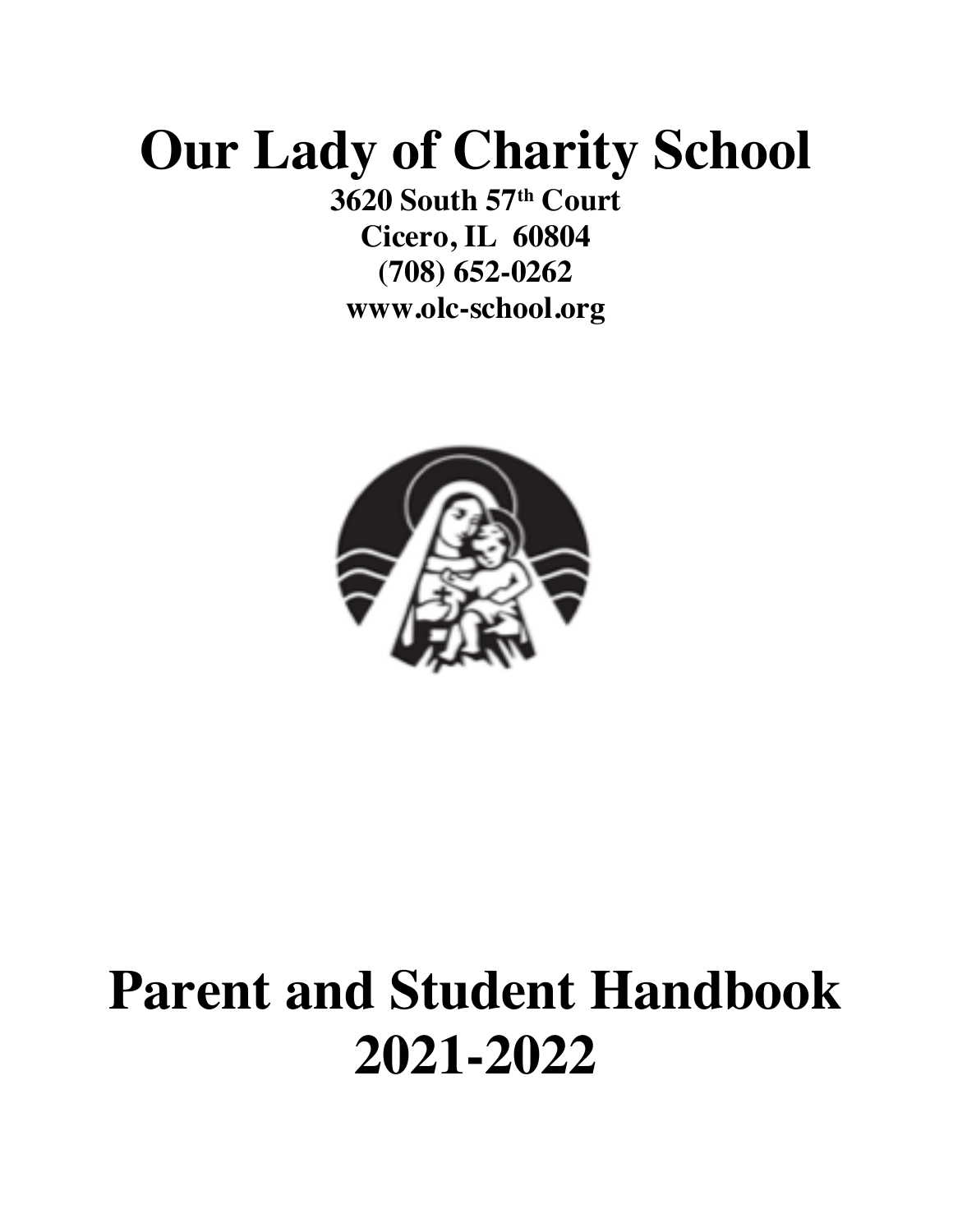# Our Lady of Charity School

**3620 South 57th Court**
**Cicero, IL 60804**
**(708) 652-0262**
**www.olc-school.org**

# Parent and Student Handbook 2021-2022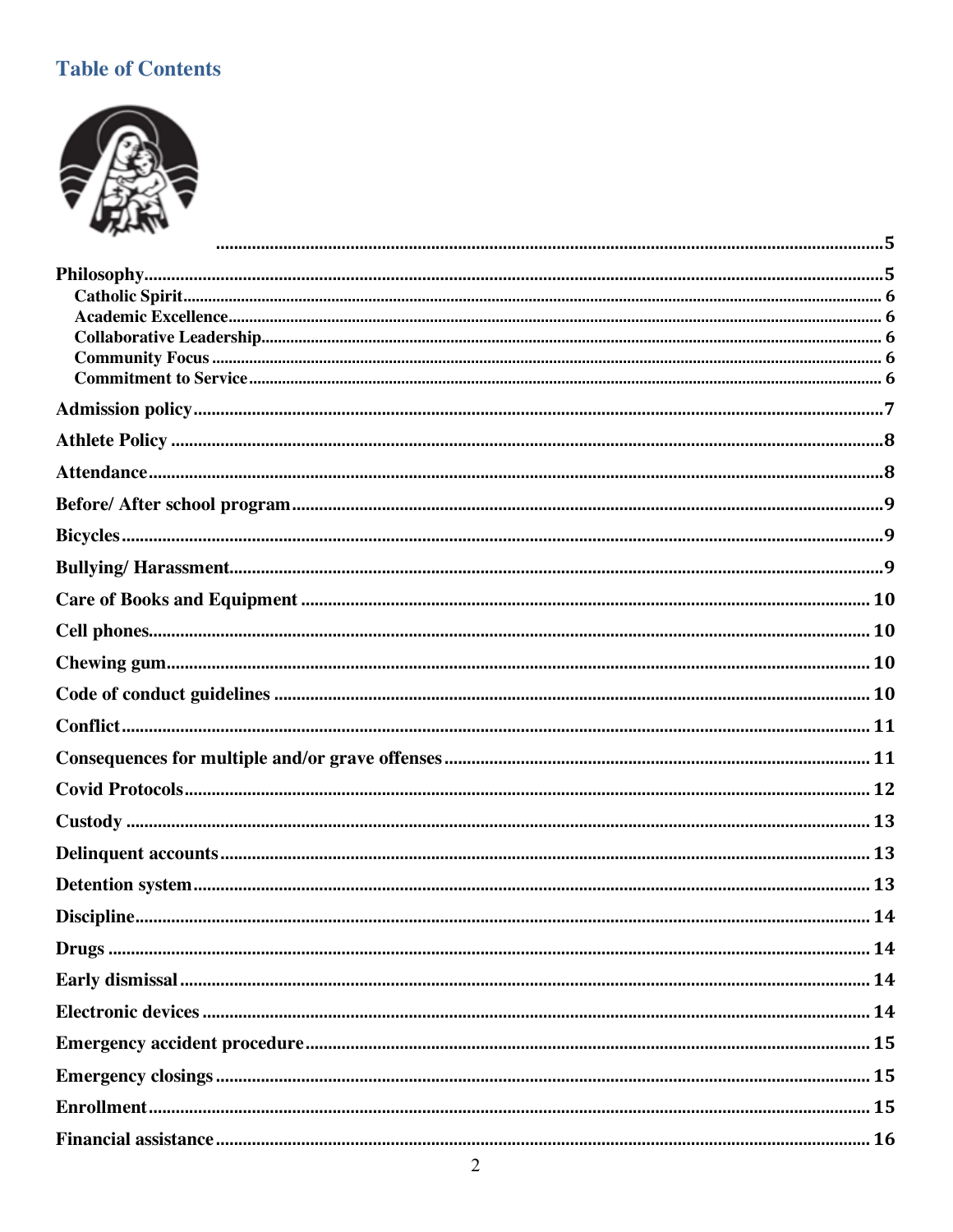# Table of Contents

.......................................................................................................................................5

Philosophy.......................................................................................................................................5
- Catholic Spirit........................................................................................................................ 6
- Academic Excellence........................................................................................................ 6
- Collaborative Leadership.................................................................................................. 6
- Community Focus .............................................................................................................. 6
- Commitment to Service..................................................................................................... 6

Admission policy..............................................................................................................................7

Athlete Policy ...................................................................................................................................8

Attendance........................................................................................................................................8

Before/ After school program...........................................................................................................9

Bicycles.............................................................................................................................................9

Bullying/ Harassment........................................................................................................................9

Care of Books and Equipment ......................................................................................................... 10

Cell phones...................................................................................................................................... 10

Chewing gum................................................................................................................................... 10

Code of conduct guidelines ............................................................................................................. 10

Conflict............................................................................................................................................ 11

Consequences for multiple and/or grave offenses ........................................................................... 11

Covid Protocols................................................................................................................................ 12

Custody ........................................................................................................................................... 13

Delinquent accounts........................................................................................................................ 13

Detention system............................................................................................................................. 13

Discipline......................................................................................................................................... 14

Drugs .............................................................................................................................................. 14

Early dismissal................................................................................................................................. 14

Electronic devices ........................................................................................................................... 14

Emergency accident procedure........................................................................................................ 15

Emergency closings ......................................................................................................................... 15

Enrollment....................................................................................................................................... 15

Financial assistance ........................................................................................................................ 16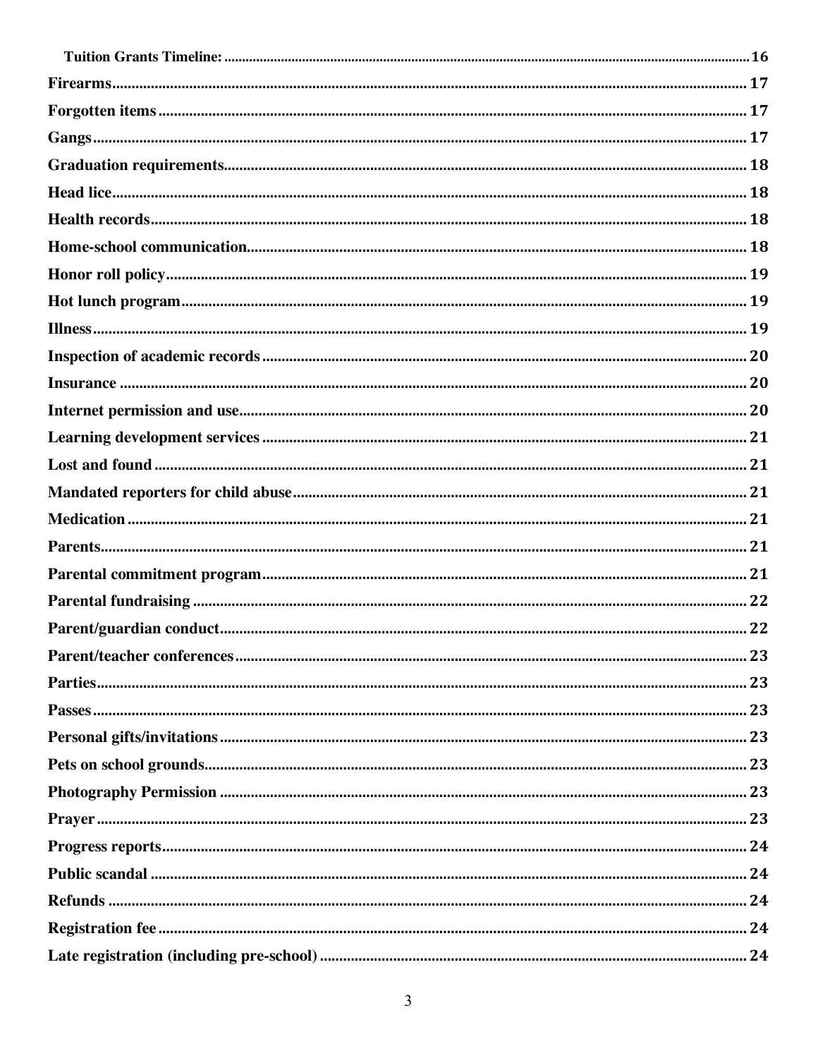Tuition Grants Timeline: 16

Firearms 17

Forgotten items 17

Gangs 17

Graduation requirements 18

Head lice 18

Health records 18

Home-school communication 18

Honor roll policy 19

Hot lunch program 19

Illness 19

Inspection of academic records 20

Insurance 20

Internet permission and use 20

Learning development services 21

Lost and found 21

Mandated reporters for child abuse 21

Medication 21

Parents 21

Parental commitment program 21

Parental fundraising 22

Parent/guardian conduct 22

Parent/teacher conferences 23

Parties 23

Passes 23

Personal gifts/invitations 23

Pets on school grounds 23

Photography Permission 23

Prayer 23

Progress reports 24

Public scandal 24

Refunds 24

Registration fee 24

Late registration (including pre-school) 24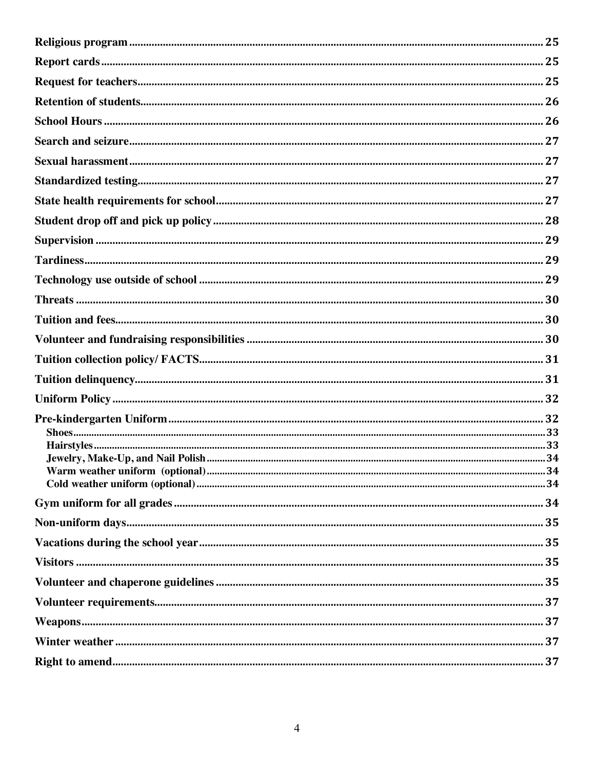**Religious program** ........................................................................................................................ 25

**Report cards** .................................................................................................................................. 25

**Request for teachers** ..................................................................................................................... 25

**Retention of students** .................................................................................................................... 26

**School Hours** ................................................................................................................................. 26

**Search and seizure** ........................................................................................................................ 27

**Sexual harassment** ......................................................................................................................... 27

**Standardized testing** ...................................................................................................................... 27

**State health requirements for school** .......................................................................................... 27

**Student drop off and pick up policy** ........................................................................................... 28

**Supervision** .................................................................................................................................... 29

**Tardiness** ........................................................................................................................................ 29

**Technology use outside of school** ................................................................................................ 29

**Threats** ........................................................................................................................................... 30

**Tuition and fees** .............................................................................................................................. 30

**Volunteer and fundraising responsibilities** ................................................................................ 30

**Tuition collection policy/ FACTS** ................................................................................................. 31

**Tuition delinquency** ....................................................................................................................... 31

**Uniform Policy** ............................................................................................................................... 32

**Pre-kindergarten Uniform** ............................................................................................................ 32

- **Shoes** ........................................................................................................................................... 33
- **Hairstyles** .................................................................................................................................... 33
- **Jewelry, Make-Up, and Nail Polish** ........................................................................................... 34
- **Warm weather uniform (optional)** ............................................................................................ 34
- **Cold weather uniform (optional)** .............................................................................................. 34

**Gym uniform for all grades** .......................................................................................................... 34

**Non-uniform days** .......................................................................................................................... 35

**Vacations during the school year** ................................................................................................ 35

**Visitors** ........................................................................................................................................... 35

**Volunteer and chaperone guidelines** .......................................................................................... 35

**Volunteer requirements** ................................................................................................................ 37

**Weapons** ......................................................................................................................................... 37

**Winter weather** ............................................................................................................................... 37

**Right to amend** ............................................................................................................................... 37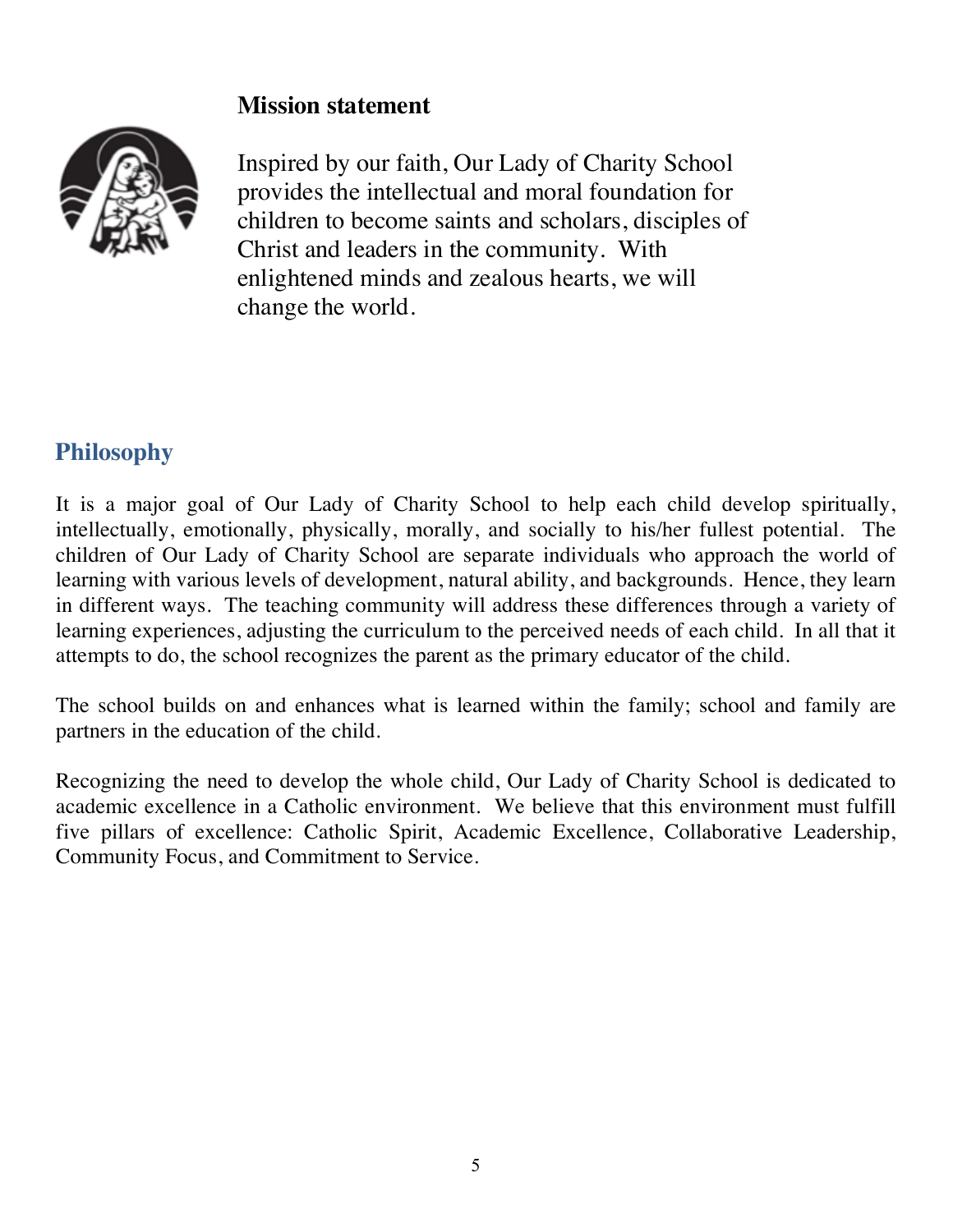## Mission statement

Inspired by our faith, Our Lady of Charity School provides the intellectual and moral foundation for children to become saints and scholars, disciples of Christ and leaders in the community. With enlightened minds and zealous hearts, we will change the world.

## Philosophy

It is a major goal of Our Lady of Charity School to help each child develop spiritually, intellectually, emotionally, physically, morally, and socially to his/her fullest potential. The children of Our Lady of Charity School are separate individuals who approach the world of learning with various levels of development, natural ability, and backgrounds. Hence, they learn in different ways. The teaching community will address these differences through a variety of learning experiences, adjusting the curriculum to the perceived needs of each child. In all that it attempts to do, the school recognizes the parent as the primary educator of the child.

The school builds on and enhances what is learned within the family; school and family are partners in the education of the child.

Recognizing the need to develop the whole child, Our Lady of Charity School is dedicated to academic excellence in a Catholic environment. We believe that this environment must fulfill five pillars of excellence: Catholic Spirit, Academic Excellence, Collaborative Leadership, Community Focus, and Commitment to Service.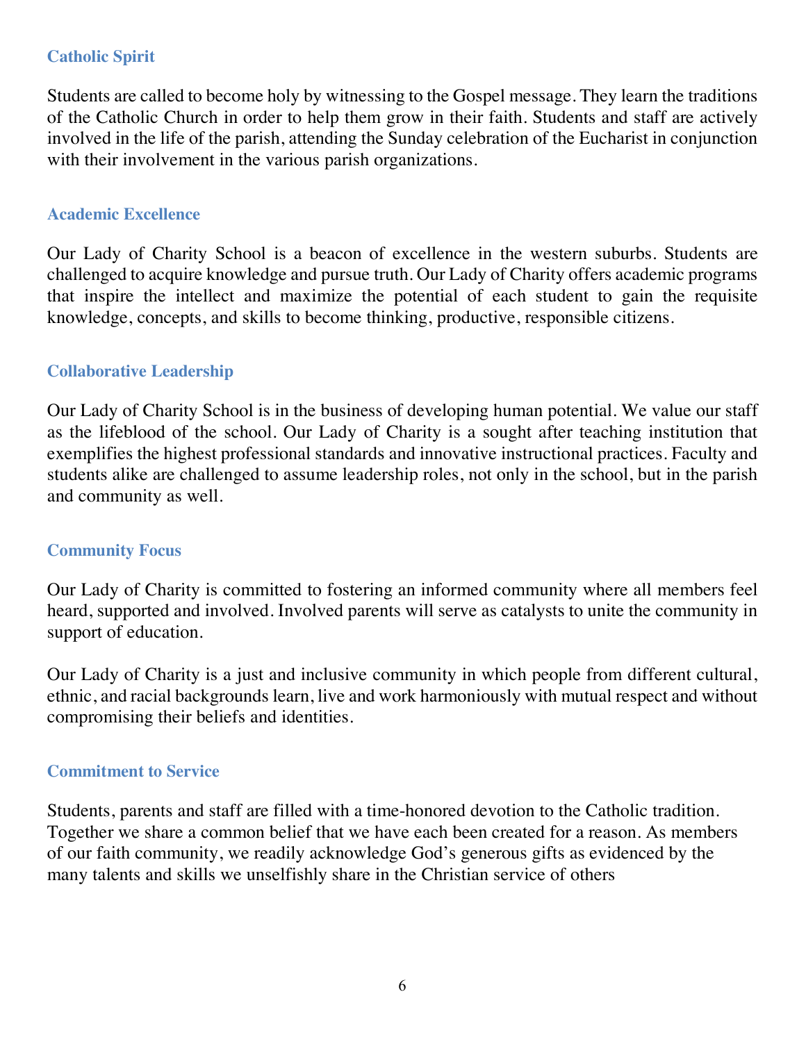### Catholic Spirit

Students are called to become holy by witnessing to the Gospel message. They learn the traditions of the Catholic Church in order to help them grow in their faith. Students and staff are actively involved in the life of the parish, attending the Sunday celebration of the Eucharist in conjunction with their involvement in the various parish organizations.

### Academic Excellence

Our Lady of Charity School is a beacon of excellence in the western suburbs. Students are challenged to acquire knowledge and pursue truth. Our Lady of Charity offers academic programs that inspire the intellect and maximize the potential of each student to gain the requisite knowledge, concepts, and skills to become thinking, productive, responsible citizens.

### Collaborative Leadership

Our Lady of Charity School is in the business of developing human potential. We value our staff as the lifeblood of the school. Our Lady of Charity is a sought after teaching institution that exemplifies the highest professional standards and innovative instructional practices. Faculty and students alike are challenged to assume leadership roles, not only in the school, but in the parish and community as well.

### Community Focus

Our Lady of Charity is committed to fostering an informed community where all members feel heard, supported and involved. Involved parents will serve as catalysts to unite the community in support of education.

Our Lady of Charity is a just and inclusive community in which people from different cultural, ethnic, and racial backgrounds learn, live and work harmoniously with mutual respect and without compromising their beliefs and identities.

### Commitment to Service

Students, parents and staff are filled with a time-honored devotion to the Catholic tradition. Together we share a common belief that we have each been created for a reason. As members of our faith community, we readily acknowledge God's generous gifts as evidenced by the many talents and skills we unselfishly share in the Christian service of others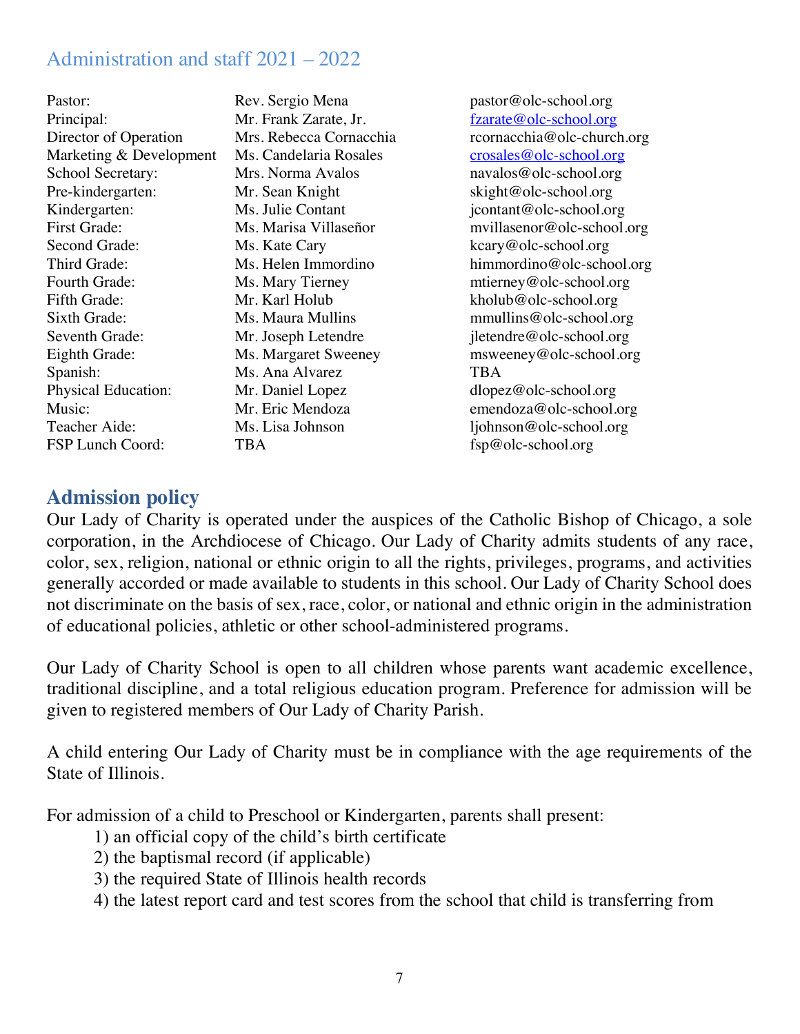## Administration and staff 2021 – 2022

| | | |
|---|---|---|
| Pastor: | Rev. Sergio Mena | pastor@olc-school.org |
| Principal: | Mr. Frank Zarate, Jr. | fzarate@olc-school.org |
| Director of Operation | Mrs. Rebecca Cornacchia | rcornacchia@olc-church.org |
| Marketing & Development | Ms. Candelaria Rosales | crosales@olc-school.org |
| School Secretary: | Mrs. Norma Avalos | navalos@olc-school.org |
| Pre-kindergarten: | Mr. Sean Knight | skight@olc-school.org |
| Kindergarten: | Ms. Julie Contant | jcontant@olc-school.org |
| First Grade: | Ms. Marisa Villaseñor | mvillasenor@olc-school.org |
| Second Grade: | Ms. Kate Cary | kcary@olc-school.org |
| Third Grade: | Ms. Helen Immordino | himmordino@olc-school.org |
| Fourth Grade: | Ms. Mary Tierney | mtierney@olc-school.org |
| Fifth Grade: | Mr. Karl Holub | kholub@olc-school.org |
| Sixth Grade: | Ms. Maura Mullins | mmullins@olc-school.org |
| Seventh Grade: | Mr. Joseph Letendre | jletendre@olc-school.org |
| Eighth Grade: | Ms. Margaret Sweeney | msweeney@olc-school.org |
| Spanish: | Ms. Ana Alvarez | TBA |
| Physical Education: | Mr. Daniel Lopez | dlopez@olc-school.org |
| Music: | Mr. Eric Mendoza | emendoza@olc-school.org |
| Teacher Aide: | Ms. Lisa Johnson | ljohnson@olc-school.org |
| FSP Lunch Coord: | TBA | fsp@olc-school.org |

## Admission policy

Our Lady of Charity is operated under the auspices of the Catholic Bishop of Chicago, a sole corporation, in the Archdiocese of Chicago. Our Lady of Charity admits students of any race, color, sex, religion, national or ethnic origin to all the rights, privileges, programs, and activities generally accorded or made available to students in this school. Our Lady of Charity School does not discriminate on the basis of sex, race, color, or national and ethnic origin in the administration of educational policies, athletic or other school-administered programs.

Our Lady of Charity School is open to all children whose parents want academic excellence, traditional discipline, and a total religious education program. Preference for admission will be given to registered members of Our Lady of Charity Parish.

A child entering Our Lady of Charity must be in compliance with the age requirements of the State of Illinois.

For admission of a child to Preschool or Kindergarten, parents shall present:

1) an official copy of the child's birth certificate
2) the baptismal record (if applicable)
3) the required State of Illinois health records
4) the latest report card and test scores from the school that child is transferring from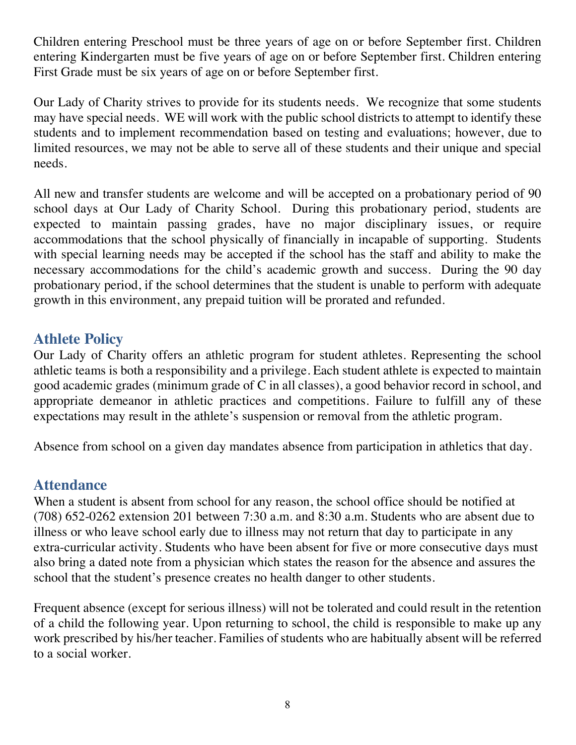Children entering Preschool must be three years of age on or before September first. Children entering Kindergarten must be five years of age on or before September first. Children entering First Grade must be six years of age on or before September first.

Our Lady of Charity strives to provide for its students needs. We recognize that some students may have special needs. WE will work with the public school districts to attempt to identify these students and to implement recommendation based on testing and evaluations; however, due to limited resources, we may not be able to serve all of these students and their unique and special needs.

All new and transfer students are welcome and will be accepted on a probationary period of 90 school days at Our Lady of Charity School. During this probationary period, students are expected to maintain passing grades, have no major disciplinary issues, or require accommodations that the school physically of financially in incapable of supporting. Students with special learning needs may be accepted if the school has the staff and ability to make the necessary accommodations for the child's academic growth and success. During the 90 day probationary period, if the school determines that the student is unable to perform with adequate growth in this environment, any prepaid tuition will be prorated and refunded.

## Athlete Policy

Our Lady of Charity offers an athletic program for student athletes. Representing the school athletic teams is both a responsibility and a privilege. Each student athlete is expected to maintain good academic grades (minimum grade of C in all classes), a good behavior record in school, and appropriate demeanor in athletic practices and competitions. Failure to fulfill any of these expectations may result in the athlete's suspension or removal from the athletic program.

Absence from school on a given day mandates absence from participation in athletics that day.

## Attendance

When a student is absent from school for any reason, the school office should be notified at (708) 652-0262 extension 201 between 7:30 a.m. and 8:30 a.m. Students who are absent due to illness or who leave school early due to illness may not return that day to participate in any extra-curricular activity. Students who have been absent for five or more consecutive days must also bring a dated note from a physician which states the reason for the absence and assures the school that the student's presence creates no health danger to other students.

Frequent absence (except for serious illness) will not be tolerated and could result in the retention of a child the following year. Upon returning to school, the child is responsible to make up any work prescribed by his/her teacher. Families of students who are habitually absent will be referred to a social worker.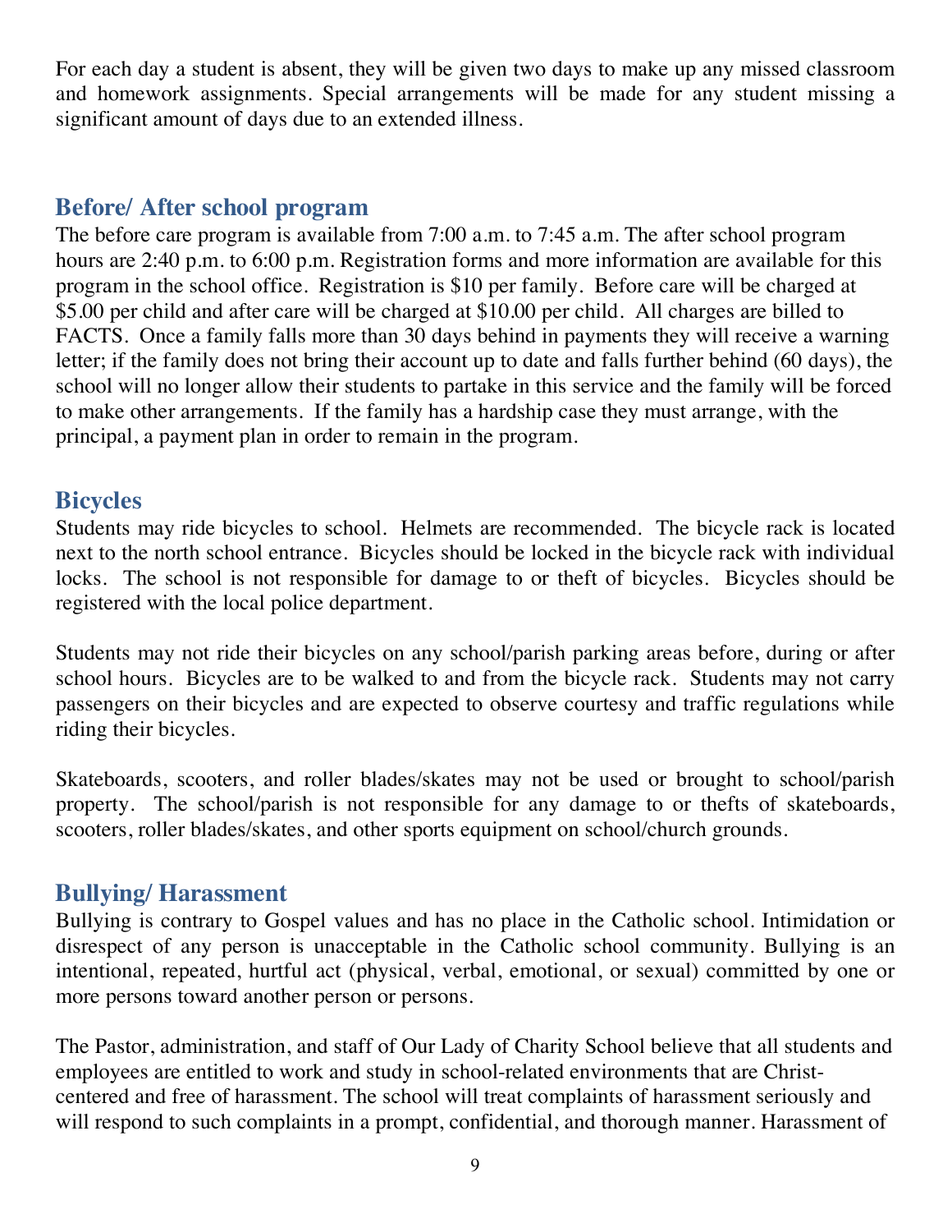For each day a student is absent, they will be given two days to make up any missed classroom and homework assignments. Special arrangements will be made for any student missing a significant amount of days due to an extended illness.

## Before/ After school program

The before care program is available from 7:00 a.m. to 7:45 a.m. The after school program hours are 2:40 p.m. to 6:00 p.m. Registration forms and more information are available for this program in the school office. Registration is $10 per family. Before care will be charged at $5.00 per child and after care will be charged at $10.00 per child. All charges are billed to FACTS. Once a family falls more than 30 days behind in payments they will receive a warning letter; if the family does not bring their account up to date and falls further behind (60 days), the school will no longer allow their students to partake in this service and the family will be forced to make other arrangements. If the family has a hardship case they must arrange, with the principal, a payment plan in order to remain in the program.

## Bicycles

Students may ride bicycles to school. Helmets are recommended. The bicycle rack is located next to the north school entrance. Bicycles should be locked in the bicycle rack with individual locks. The school is not responsible for damage to or theft of bicycles. Bicycles should be registered with the local police department.

Students may not ride their bicycles on any school/parish parking areas before, during or after school hours. Bicycles are to be walked to and from the bicycle rack. Students may not carry passengers on their bicycles and are expected to observe courtesy and traffic regulations while riding their bicycles.

Skateboards, scooters, and roller blades/skates may not be used or brought to school/parish property. The school/parish is not responsible for any damage to or thefts of skateboards, scooters, roller blades/skates, and other sports equipment on school/church grounds.

## Bullying/ Harassment

Bullying is contrary to Gospel values and has no place in the Catholic school. Intimidation or disrespect of any person is unacceptable in the Catholic school community. Bullying is an intentional, repeated, hurtful act (physical, verbal, emotional, or sexual) committed by one or more persons toward another person or persons.

The Pastor, administration, and staff of Our Lady of Charity School believe that all students and employees are entitled to work and study in school-related environments that are Christ-centered and free of harassment. The school will treat complaints of harassment seriously and will respond to such complaints in a prompt, confidential, and thorough manner. Harassment of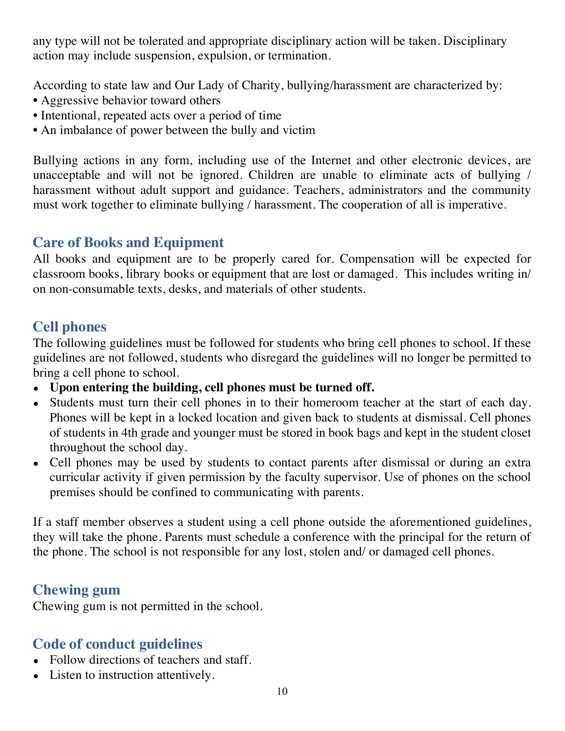any type will not be tolerated and appropriate disciplinary action will be taken. Disciplinary action may include suspension, expulsion, or termination.

According to state law and Our Lady of Charity, bullying/harassment are characterized by:

- Aggressive behavior toward others
- Intentional, repeated acts over a period of time
- An imbalance of power between the bully and victim

Bullying actions in any form, including use of the Internet and other electronic devices, are unacceptable and will not be ignored. Children are unable to eliminate acts of bullying / harassment without adult support and guidance. Teachers, administrators and the community must work together to eliminate bullying / harassment. The cooperation of all is imperative.

## Care of Books and Equipment

All books and equipment are to be properly cared for. Compensation will be expected for classroom books, library books or equipment that are lost or damaged. This includes writing in/on non-consumable texts, desks, and materials of other students.

## Cell phones

The following guidelines must be followed for students who bring cell phones to school. If these guidelines are not followed, students who disregard the guidelines will no longer be permitted to bring a cell phone to school.

- **Upon entering the building, cell phones must be turned off.**
- Students must turn their cell phones in to their homeroom teacher at the start of each day. Phones will be kept in a locked location and given back to students at dismissal. Cell phones of students in 4th grade and younger must be stored in book bags and kept in the student closet throughout the school day.
- Cell phones may be used by students to contact parents after dismissal or during an extra curricular activity if given permission by the faculty supervisor. Use of phones on the school premises should be confined to communicating with parents.

If a staff member observes a student using a cell phone outside the aforementioned guidelines, they will take the phone. Parents must schedule a conference with the principal for the return of the phone. The school is not responsible for any lost, stolen and/ or damaged cell phones.

## Chewing gum

Chewing gum is not permitted in the school.

## Code of conduct guidelines

- Follow directions of teachers and staff.
- Listen to instruction attentively.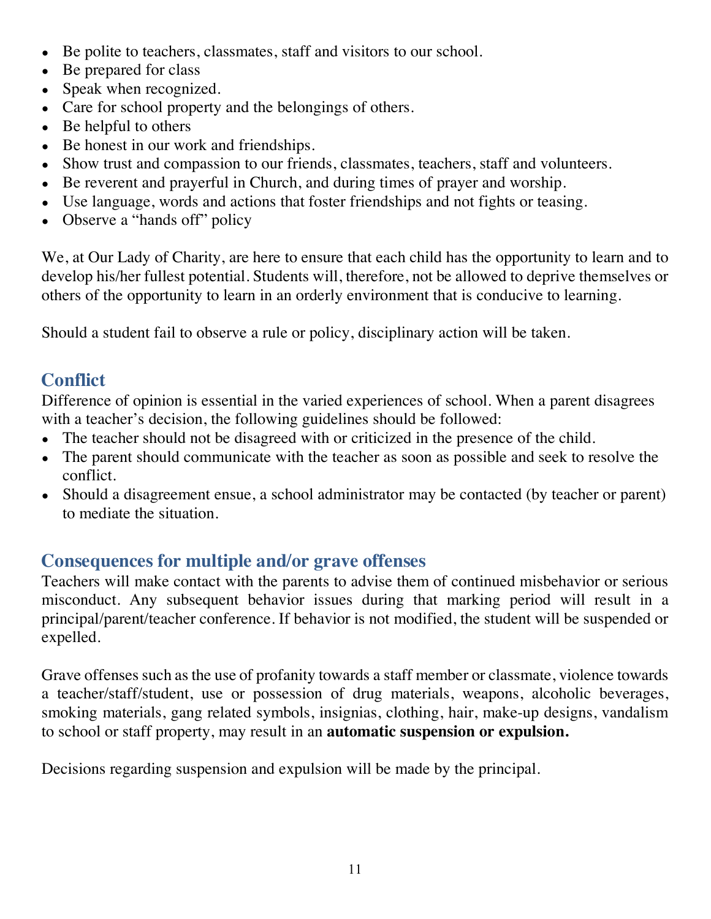- Be polite to teachers, classmates, staff and visitors to our school.
- Be prepared for class
- Speak when recognized.
- Care for school property and the belongings of others.
- Be helpful to others
- Be honest in our work and friendships.
- Show trust and compassion to our friends, classmates, teachers, staff and volunteers.
- Be reverent and prayerful in Church, and during times of prayer and worship.
- Use language, words and actions that foster friendships and not fights or teasing.
- Observe a "hands off" policy

We, at Our Lady of Charity, are here to ensure that each child has the opportunity to learn and to develop his/her fullest potential. Students will, therefore, not be allowed to deprive themselves or others of the opportunity to learn in an orderly environment that is conducive to learning.

Should a student fail to observe a rule or policy, disciplinary action will be taken.

## Conflict

Difference of opinion is essential in the varied experiences of school. When a parent disagrees with a teacher's decision, the following guidelines should be followed:

- The teacher should not be disagreed with or criticized in the presence of the child.
- The parent should communicate with the teacher as soon as possible and seek to resolve the conflict.
- Should a disagreement ensue, a school administrator may be contacted (by teacher or parent) to mediate the situation.

## Consequences for multiple and/or grave offenses

Teachers will make contact with the parents to advise them of continued misbehavior or serious misconduct. Any subsequent behavior issues during that marking period will result in a principal/parent/teacher conference. If behavior is not modified, the student will be suspended or expelled.

Grave offenses such as the use of profanity towards a staff member or classmate, violence towards a teacher/staff/student, use or possession of drug materials, weapons, alcoholic beverages, smoking materials, gang related symbols, insignias, clothing, hair, make-up designs, vandalism to school or staff property, may result in an **automatic suspension or expulsion.**

Decisions regarding suspension and expulsion will be made by the principal.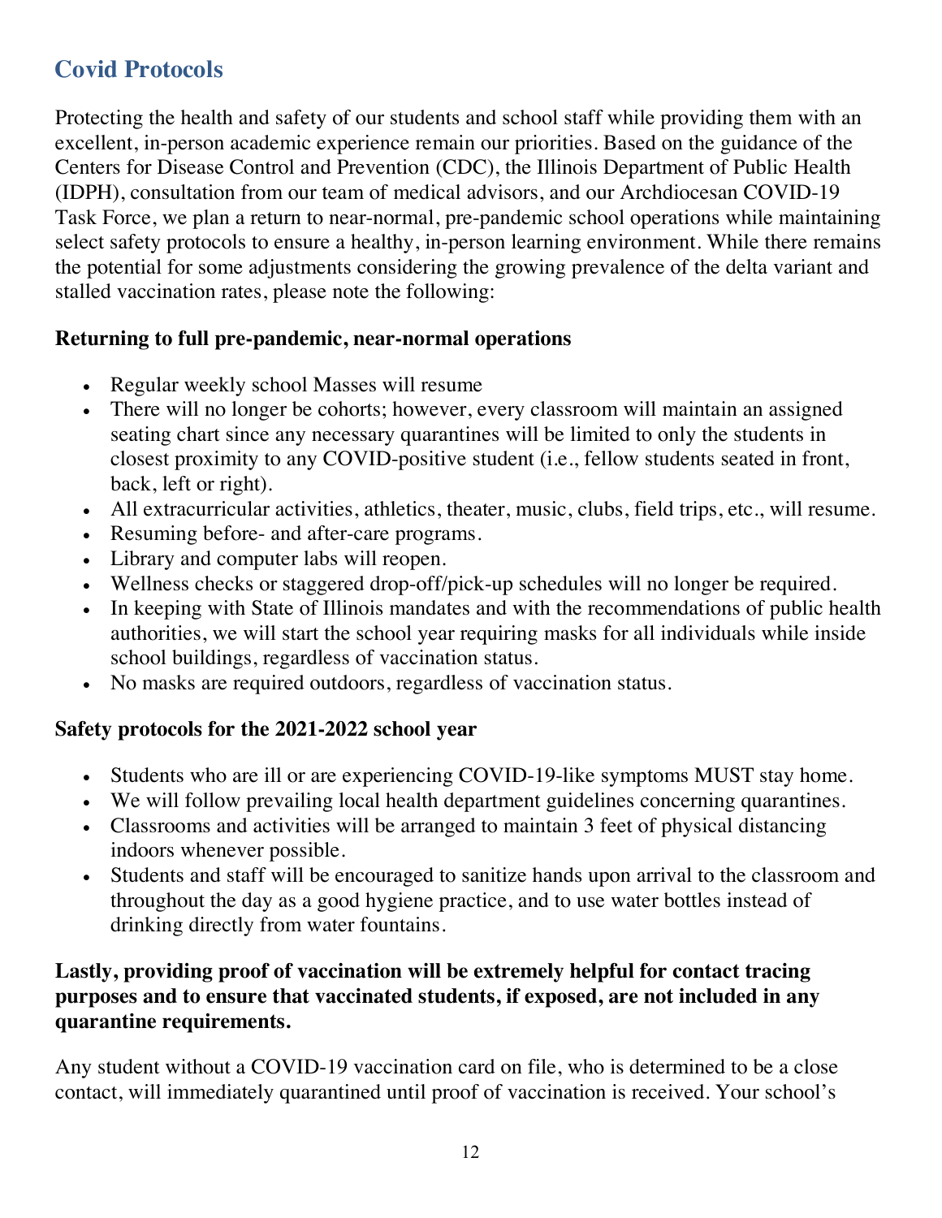## Covid Protocols

Protecting the health and safety of our students and school staff while providing them with an excellent, in-person academic experience remain our priorities. Based on the guidance of the Centers for Disease Control and Prevention (CDC), the Illinois Department of Public Health (IDPH), consultation from our team of medical advisors, and our Archdiocesan COVID-19 Task Force, we plan a return to near-normal, pre-pandemic school operations while maintaining select safety protocols to ensure a healthy, in-person learning environment. While there remains the potential for some adjustments considering the growing prevalence of the delta variant and stalled vaccination rates, please note the following:

**Returning to full pre-pandemic, near-normal operations**

- Regular weekly school Masses will resume
- There will no longer be cohorts; however, every classroom will maintain an assigned seating chart since any necessary quarantines will be limited to only the students in closest proximity to any COVID-positive student (i.e., fellow students seated in front, back, left or right).
- All extracurricular activities, athletics, theater, music, clubs, field trips, etc., will resume.
- Resuming before- and after-care programs.
- Library and computer labs will reopen.
- Wellness checks or staggered drop-off/pick-up schedules will no longer be required.
- In keeping with State of Illinois mandates and with the recommendations of public health authorities, we will start the school year requiring masks for all individuals while inside school buildings, regardless of vaccination status.
- No masks are required outdoors, regardless of vaccination status.

**Safety protocols for the 2021-2022 school year**

- Students who are ill or are experiencing COVID-19-like symptoms MUST stay home.
- We will follow prevailing local health department guidelines concerning quarantines.
- Classrooms and activities will be arranged to maintain 3 feet of physical distancing indoors whenever possible.
- Students and staff will be encouraged to sanitize hands upon arrival to the classroom and throughout the day as a good hygiene practice, and to use water bottles instead of drinking directly from water fountains.

**Lastly, providing proof of vaccination will be extremely helpful for contact tracing purposes and to ensure that vaccinated students, if exposed, are not included in any quarantine requirements.**

Any student without a COVID-19 vaccination card on file, who is determined to be a close contact, will immediately quarantined until proof of vaccination is received. Your school's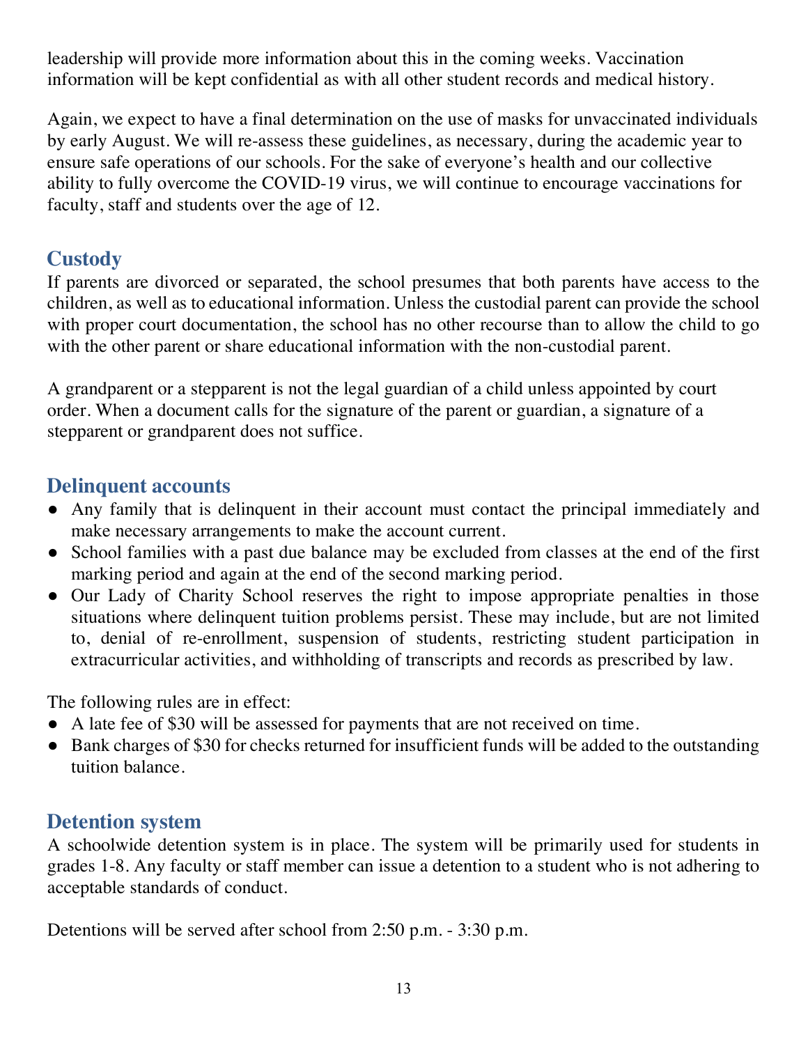leadership will provide more information about this in the coming weeks. Vaccination information will be kept confidential as with all other student records and medical history.

Again, we expect to have a final determination on the use of masks for unvaccinated individuals by early August. We will re-assess these guidelines, as necessary, during the academic year to ensure safe operations of our schools. For the sake of everyone's health and our collective ability to fully overcome the COVID-19 virus, we will continue to encourage vaccinations for faculty, staff and students over the age of 12.

## Custody

If parents are divorced or separated, the school presumes that both parents have access to the children, as well as to educational information. Unless the custodial parent can provide the school with proper court documentation, the school has no other recourse than to allow the child to go with the other parent or share educational information with the non-custodial parent.

A grandparent or a stepparent is not the legal guardian of a child unless appointed by court order. When a document calls for the signature of the parent or guardian, a signature of a stepparent or grandparent does not suffice.

## Delinquent accounts

- Any family that is delinquent in their account must contact the principal immediately and make necessary arrangements to make the account current.
- School families with a past due balance may be excluded from classes at the end of the first marking period and again at the end of the second marking period.
- Our Lady of Charity School reserves the right to impose appropriate penalties in those situations where delinquent tuition problems persist. These may include, but are not limited to, denial of re-enrollment, suspension of students, restricting student participation in extracurricular activities, and withholding of transcripts and records as prescribed by law.

The following rules are in effect:

- A late fee of $30 will be assessed for payments that are not received on time.
- Bank charges of $30 for checks returned for insufficient funds will be added to the outstanding tuition balance.

## Detention system

A schoolwide detention system is in place. The system will be primarily used for students in grades 1-8. Any faculty or staff member can issue a detention to a student who is not adhering to acceptable standards of conduct.

Detentions will be served after school from 2:50 p.m. - 3:30 p.m.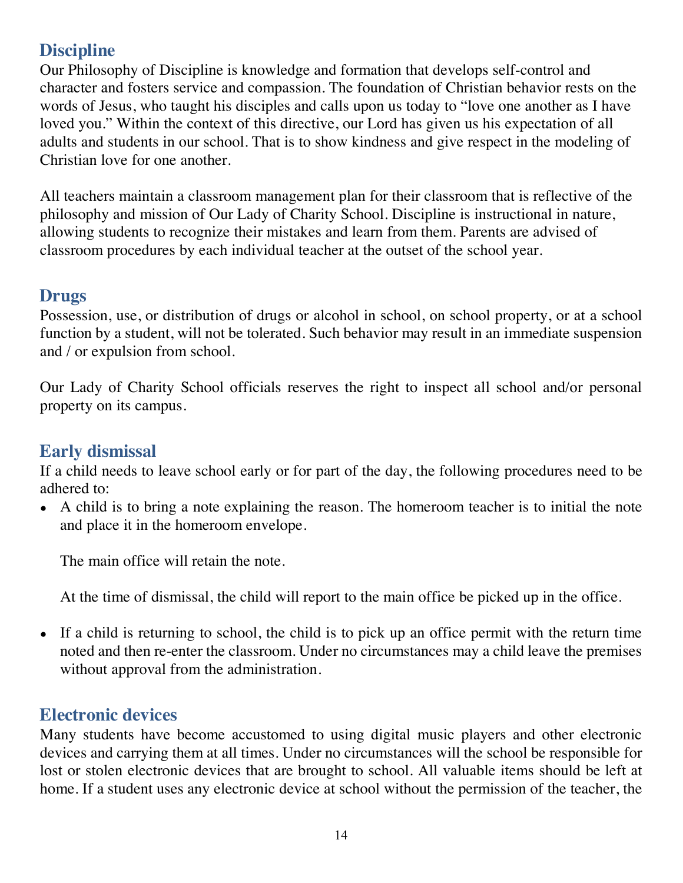## Discipline

Our Philosophy of Discipline is knowledge and formation that develops self-control and character and fosters service and compassion. The foundation of Christian behavior rests on the words of Jesus, who taught his disciples and calls upon us today to "love one another as I have loved you." Within the context of this directive, our Lord has given us his expectation of all adults and students in our school. That is to show kindness and give respect in the modeling of Christian love for one another.

All teachers maintain a classroom management plan for their classroom that is reflective of the philosophy and mission of Our Lady of Charity School. Discipline is instructional in nature, allowing students to recognize their mistakes and learn from them. Parents are advised of classroom procedures by each individual teacher at the outset of the school year.

## Drugs

Possession, use, or distribution of drugs or alcohol in school, on school property, or at a school function by a student, will not be tolerated. Such behavior may result in an immediate suspension and / or expulsion from school.

Our Lady of Charity School officials reserves the right to inspect all school and/or personal property on its campus.

## Early dismissal

If a child needs to leave school early or for part of the day, the following procedures need to be adhered to:

- A child is to bring a note explaining the reason. The homeroom teacher is to initial the note and place it in the homeroom envelope.

  The main office will retain the note.

  At the time of dismissal, the child will report to the main office be picked up in the office.

- If a child is returning to school, the child is to pick up an office permit with the return time noted and then re-enter the classroom. Under no circumstances may a child leave the premises without approval from the administration.

## Electronic devices

Many students have become accustomed to using digital music players and other electronic devices and carrying them at all times. Under no circumstances will the school be responsible for lost or stolen electronic devices that are brought to school. All valuable items should be left at home. If a student uses any electronic device at school without the permission of the teacher, the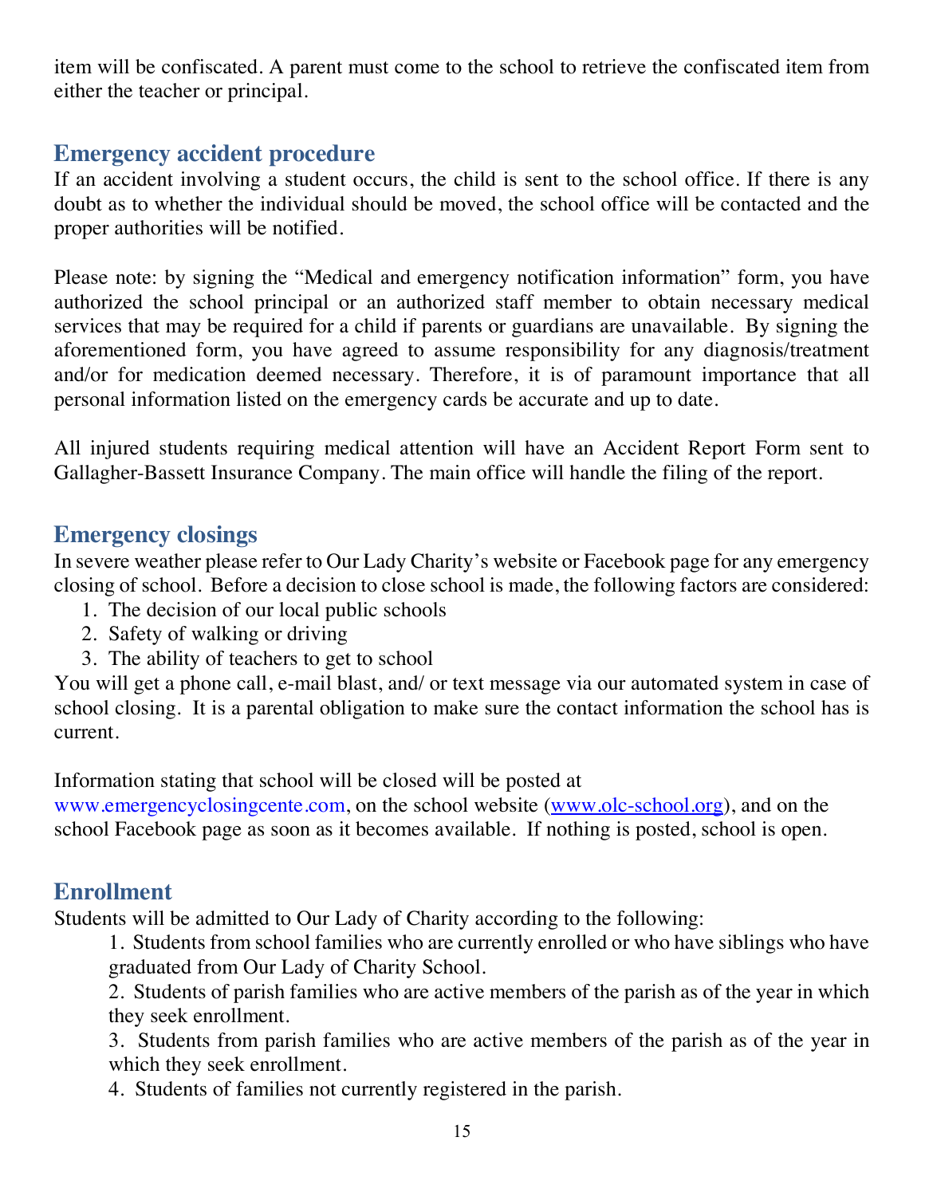item will be confiscated. A parent must come to the school to retrieve the confiscated item from either the teacher or principal.

## Emergency accident procedure

If an accident involving a student occurs, the child is sent to the school office. If there is any doubt as to whether the individual should be moved, the school office will be contacted and the proper authorities will be notified.

Please note: by signing the "Medical and emergency notification information" form, you have authorized the school principal or an authorized staff member to obtain necessary medical services that may be required for a child if parents or guardians are unavailable. By signing the aforementioned form, you have agreed to assume responsibility for any diagnosis/treatment and/or for medication deemed necessary. Therefore, it is of paramount importance that all personal information listed on the emergency cards be accurate and up to date.

All injured students requiring medical attention will have an Accident Report Form sent to Gallagher-Bassett Insurance Company. The main office will handle the filing of the report.

## Emergency closings

In severe weather please refer to Our Lady Charity's website or Facebook page for any emergency closing of school. Before a decision to close school is made, the following factors are considered:

1. The decision of our local public schools
2. Safety of walking or driving
3. The ability of teachers to get to school

You will get a phone call, e-mail blast, and/ or text message via our automated system in case of school closing. It is a parental obligation to make sure the contact information the school has is current.

Information stating that school will be closed will be posted at www.emergencyclosingcente.com, on the school website (www.olc-school.org), and on the school Facebook page as soon as it becomes available. If nothing is posted, school is open.

## Enrollment

Students will be admitted to Our Lady of Charity according to the following:

1. Students from school families who are currently enrolled or who have siblings who have graduated from Our Lady of Charity School.
2. Students of parish families who are active members of the parish as of the year in which they seek enrollment.
3. Students from parish families who are active members of the parish as of the year in which they seek enrollment.
4. Students of families not currently registered in the parish.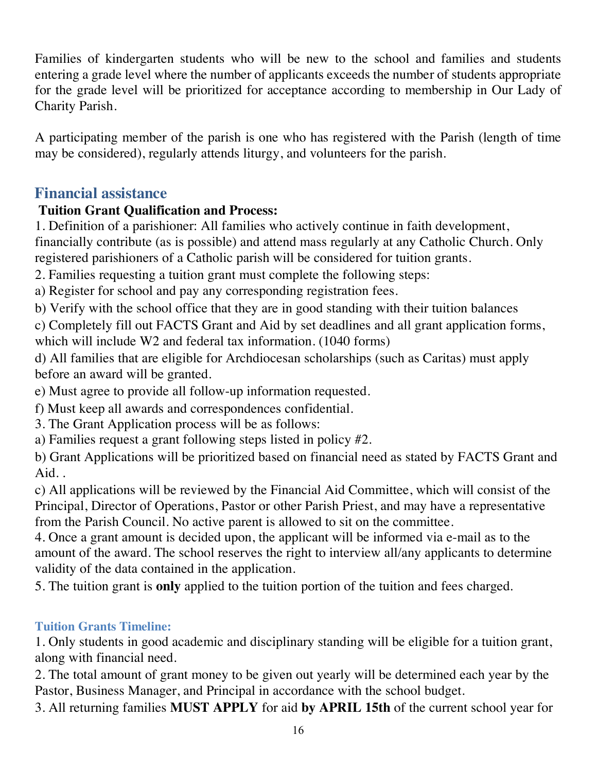Families of kindergarten students who will be new to the school and families and students entering a grade level where the number of applicants exceeds the number of students appropriate for the grade level will be prioritized for acceptance according to membership in Our Lady of Charity Parish.

A participating member of the parish is one who has registered with the Parish (length of time may be considered), regularly attends liturgy, and volunteers for the parish.

## Financial assistance

**Tuition Grant Qualification and Process:**

1. Definition of a parishioner: All families who actively continue in faith development, financially contribute (as is possible) and attend mass regularly at any Catholic Church. Only registered parishioners of a Catholic parish will be considered for tuition grants.
2. Families requesting a tuition grant must complete the following steps:
a) Register for school and pay any corresponding registration fees.
b) Verify with the school office that they are in good standing with their tuition balances
c) Completely fill out FACTS Grant and Aid by set deadlines and all grant application forms, which will include W2 and federal tax information. (1040 forms)
d) All families that are eligible for Archdiocesan scholarships (such as Caritas) must apply before an award will be granted.
e) Must agree to provide all follow-up information requested.
f) Must keep all awards and correspondences confidential.
3. The Grant Application process will be as follows:
a) Families request a grant following steps listed in policy #2.
b) Grant Applications will be prioritized based on financial need as stated by FACTS Grant and Aid. .
c) All applications will be reviewed by the Financial Aid Committee, which will consist of the Principal, Director of Operations, Pastor or other Parish Priest, and may have a representative from the Parish Council. No active parent is allowed to sit on the committee.
4. Once a grant amount is decided upon, the applicant will be informed via e-mail as to the amount of the award. The school reserves the right to interview all/any applicants to determine validity of the data contained in the application.
5. The tuition grant is **only** applied to the tuition portion of the tuition and fees charged.

### Tuition Grants Timeline:

1. Only students in good academic and disciplinary standing will be eligible for a tuition grant, along with financial need.
2. The total amount of grant money to be given out yearly will be determined each year by the Pastor, Business Manager, and Principal in accordance with the school budget.
3. All returning families **MUST APPLY** for aid **by APRIL 15th** of the current school year for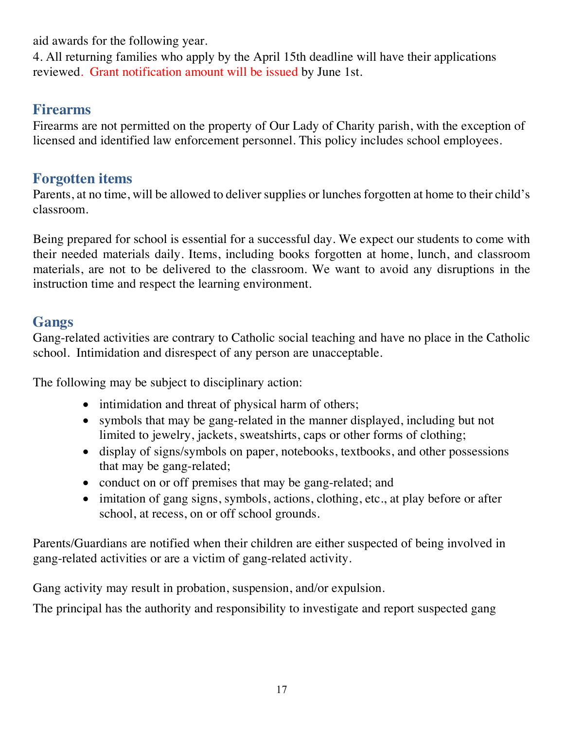aid awards for the following year.

4. All returning families who apply by the April 15th deadline will have their applications reviewed. Grant notification amount will be issued by June 1st.

## Firearms

Firearms are not permitted on the property of Our Lady of Charity parish, with the exception of licensed and identified law enforcement personnel. This policy includes school employees.

## Forgotten items

Parents, at no time, will be allowed to deliver supplies or lunches forgotten at home to their child's classroom.

Being prepared for school is essential for a successful day. We expect our students to come with their needed materials daily. Items, including books forgotten at home, lunch, and classroom materials, are not to be delivered to the classroom. We want to avoid any disruptions in the instruction time and respect the learning environment.

## Gangs

Gang-related activities are contrary to Catholic social teaching and have no place in the Catholic school. Intimidation and disrespect of any person are unacceptable.

The following may be subject to disciplinary action:

- intimidation and threat of physical harm of others;
- symbols that may be gang-related in the manner displayed, including but not limited to jewelry, jackets, sweatshirts, caps or other forms of clothing;
- display of signs/symbols on paper, notebooks, textbooks, and other possessions that may be gang-related;
- conduct on or off premises that may be gang-related; and
- imitation of gang signs, symbols, actions, clothing, etc., at play before or after school, at recess, on or off school grounds.

Parents/Guardians are notified when their children are either suspected of being involved in gang-related activities or are a victim of gang-related activity.

Gang activity may result in probation, suspension, and/or expulsion.

The principal has the authority and responsibility to investigate and report suspected gang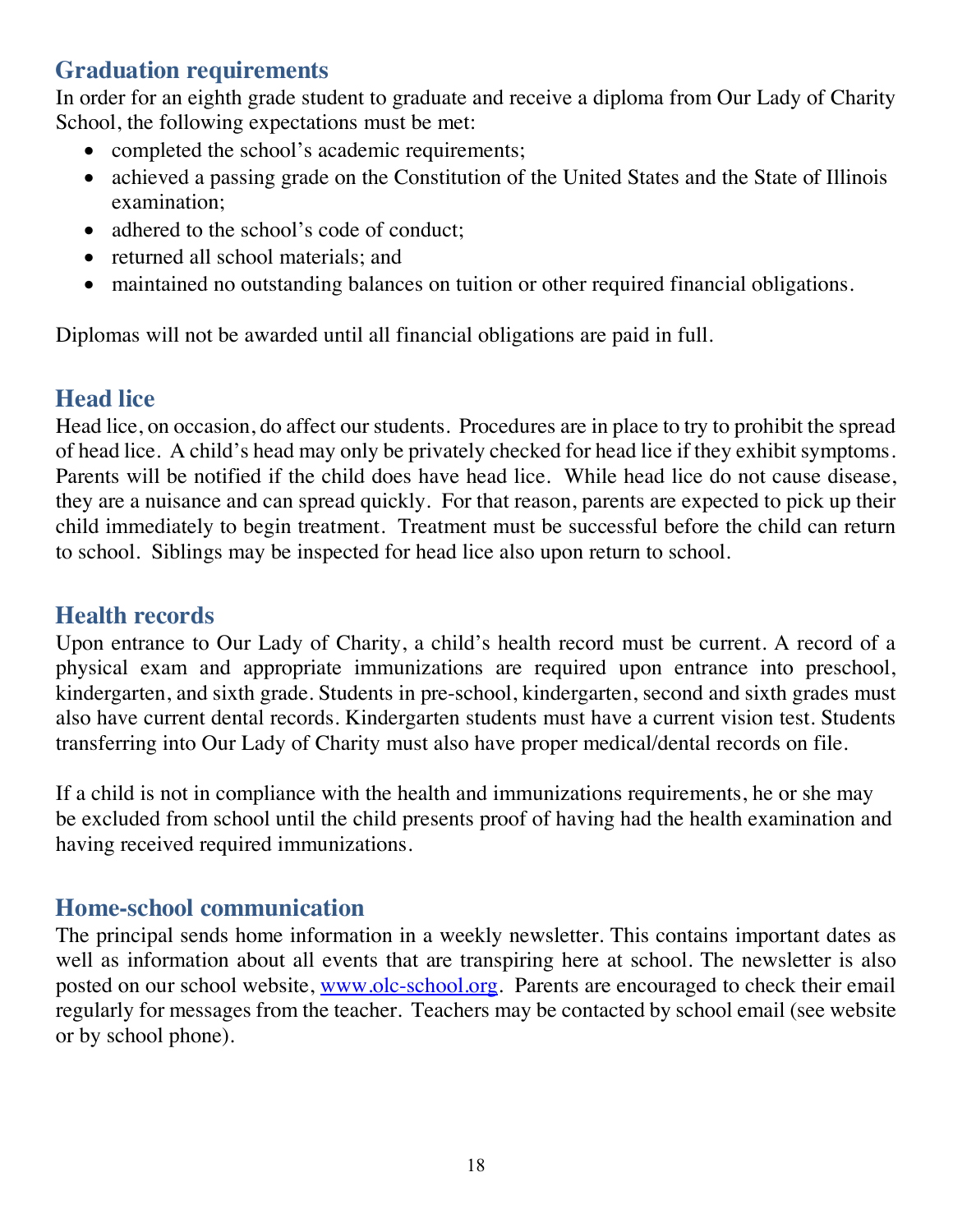## Graduation requirements

In order for an eighth grade student to graduate and receive a diploma from Our Lady of Charity School, the following expectations must be met:

- completed the school's academic requirements;
- achieved a passing grade on the Constitution of the United States and the State of Illinois examination;
- adhered to the school's code of conduct;
- returned all school materials; and
- maintained no outstanding balances on tuition or other required financial obligations.

Diplomas will not be awarded until all financial obligations are paid in full.

## Head lice

Head lice, on occasion, do affect our students. Procedures are in place to try to prohibit the spread of head lice. A child's head may only be privately checked for head lice if they exhibit symptoms. Parents will be notified if the child does have head lice. While head lice do not cause disease, they are a nuisance and can spread quickly. For that reason, parents are expected to pick up their child immediately to begin treatment. Treatment must be successful before the child can return to school. Siblings may be inspected for head lice also upon return to school.

## Health records

Upon entrance to Our Lady of Charity, a child's health record must be current. A record of a physical exam and appropriate immunizations are required upon entrance into preschool, kindergarten, and sixth grade. Students in pre-school, kindergarten, second and sixth grades must also have current dental records. Kindergarten students must have a current vision test. Students transferring into Our Lady of Charity must also have proper medical/dental records on file.

If a child is not in compliance with the health and immunizations requirements, he or she may be excluded from school until the child presents proof of having had the health examination and having received required immunizations.

## Home-school communication

The principal sends home information in a weekly newsletter. This contains important dates as well as information about all events that are transpiring here at school. The newsletter is also posted on our school website, [www.olc-school.org](http://www.olc-school.org). Parents are encouraged to check their email regularly for messages from the teacher. Teachers may be contacted by school email (see website or by school phone).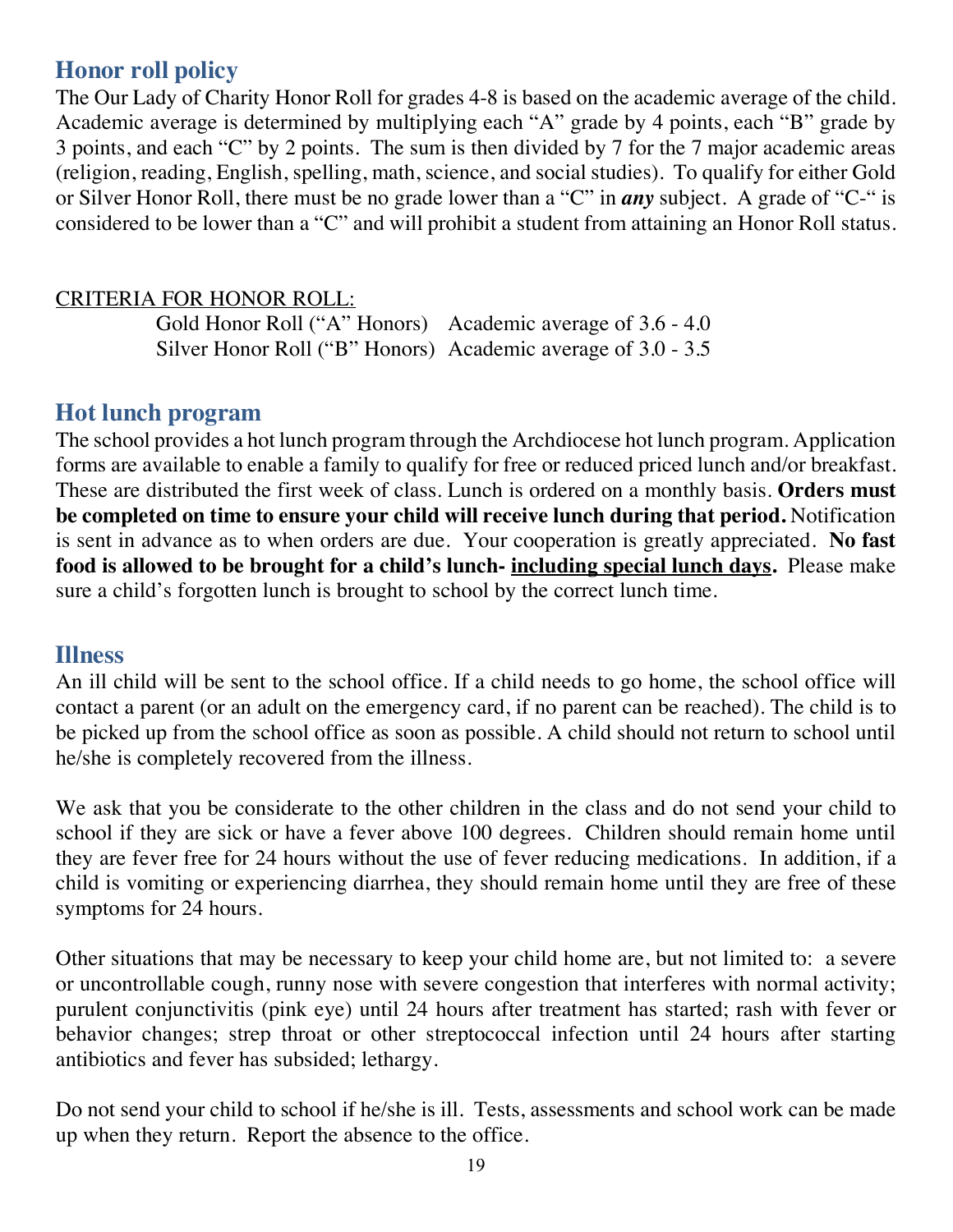## Honor roll policy

The Our Lady of Charity Honor Roll for grades 4-8 is based on the academic average of the child. Academic average is determined by multiplying each "A" grade by 4 points, each "B" grade by 3 points, and each "C" by 2 points. The sum is then divided by 7 for the 7 major academic areas (religion, reading, English, spelling, math, science, and social studies). To qualify for either Gold or Silver Honor Roll, there must be no grade lower than a "C" in ***any*** subject. A grade of "C-" is considered to be lower than a "C" and will prohibit a student from attaining an Honor Roll status.

<u>CRITERIA FOR HONOR ROLL:</u>

| | |
|---|---|
| Gold Honor Roll ("A" Honors) | Academic average of 3.6 - 4.0 |
| Silver Honor Roll ("B" Honors) | Academic average of 3.0 - 3.5 |

## Hot lunch program

The school provides a hot lunch program through the Archdiocese hot lunch program. Application forms are available to enable a family to qualify for free or reduced priced lunch and/or breakfast. These are distributed the first week of class. Lunch is ordered on a monthly basis. **Orders must be completed on time to ensure your child will receive lunch during that period.** Notification is sent in advance as to when orders are due. Your cooperation is greatly appreciated. **No fast food is allowed to be brought for a child's lunch- <u>including special lunch days</u>.** Please make sure a child's forgotten lunch is brought to school by the correct lunch time.

## Illness

An ill child will be sent to the school office. If a child needs to go home, the school office will contact a parent (or an adult on the emergency card, if no parent can be reached). The child is to be picked up from the school office as soon as possible. A child should not return to school until he/she is completely recovered from the illness.

We ask that you be considerate to the other children in the class and do not send your child to school if they are sick or have a fever above 100 degrees. Children should remain home until they are fever free for 24 hours without the use of fever reducing medications. In addition, if a child is vomiting or experiencing diarrhea, they should remain home until they are free of these symptoms for 24 hours.

Other situations that may be necessary to keep your child home are, but not limited to: a severe or uncontrollable cough, runny nose with severe congestion that interferes with normal activity; purulent conjunctivitis (pink eye) until 24 hours after treatment has started; rash with fever or behavior changes; strep throat or other streptococcal infection until 24 hours after starting antibiotics and fever has subsided; lethargy.

Do not send your child to school if he/she is ill. Tests, assessments and school work can be made up when they return. Report the absence to the office.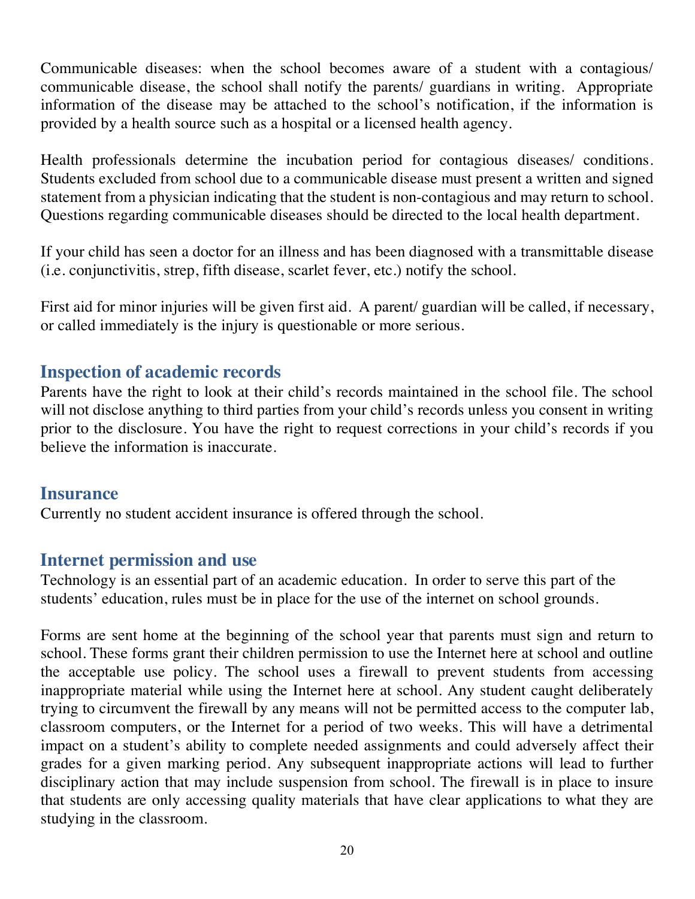Communicable diseases: when the school becomes aware of a student with a contagious/ communicable disease, the school shall notify the parents/ guardians in writing. Appropriate information of the disease may be attached to the school's notification, if the information is provided by a health source such as a hospital or a licensed health agency.

Health professionals determine the incubation period for contagious diseases/ conditions. Students excluded from school due to a communicable disease must present a written and signed statement from a physician indicating that the student is non-contagious and may return to school. Questions regarding communicable diseases should be directed to the local health department.

If your child has seen a doctor for an illness and has been diagnosed with a transmittable disease (i.e. conjunctivitis, strep, fifth disease, scarlet fever, etc.) notify the school.

First aid for minor injuries will be given first aid. A parent/ guardian will be called, if necessary, or called immediately is the injury is questionable or more serious.

## Inspection of academic records

Parents have the right to look at their child's records maintained in the school file. The school will not disclose anything to third parties from your child's records unless you consent in writing prior to the disclosure. You have the right to request corrections in your child's records if you believe the information is inaccurate.

## Insurance

Currently no student accident insurance is offered through the school.

## Internet permission and use

Technology is an essential part of an academic education. In order to serve this part of the students' education, rules must be in place for the use of the internet on school grounds.

Forms are sent home at the beginning of the school year that parents must sign and return to school. These forms grant their children permission to use the Internet here at school and outline the acceptable use policy. The school uses a firewall to prevent students from accessing inappropriate material while using the Internet here at school. Any student caught deliberately trying to circumvent the firewall by any means will not be permitted access to the computer lab, classroom computers, or the Internet for a period of two weeks. This will have a detrimental impact on a student's ability to complete needed assignments and could adversely affect their grades for a given marking period. Any subsequent inappropriate actions will lead to further disciplinary action that may include suspension from school. The firewall is in place to insure that students are only accessing quality materials that have clear applications to what they are studying in the classroom.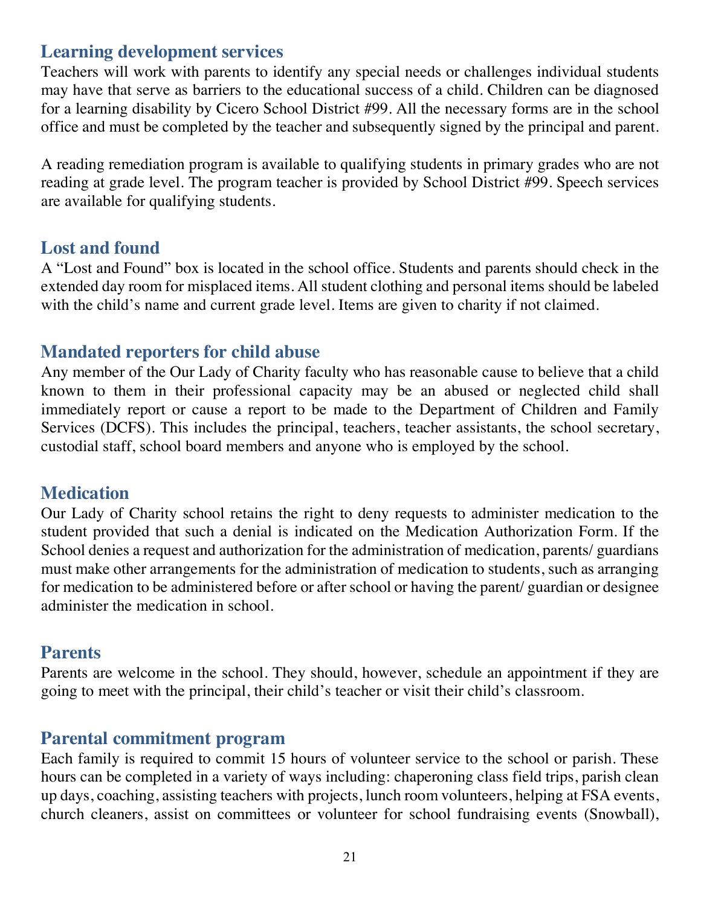## Learning development services

Teachers will work with parents to identify any special needs or challenges individual students may have that serve as barriers to the educational success of a child. Children can be diagnosed for a learning disability by Cicero School District #99. All the necessary forms are in the school office and must be completed by the teacher and subsequently signed by the principal and parent.

A reading remediation program is available to qualifying students in primary grades who are not reading at grade level. The program teacher is provided by School District #99. Speech services are available for qualifying students.

## Lost and found

A "Lost and Found" box is located in the school office. Students and parents should check in the extended day room for misplaced items. All student clothing and personal items should be labeled with the child's name and current grade level. Items are given to charity if not claimed.

## Mandated reporters for child abuse

Any member of the Our Lady of Charity faculty who has reasonable cause to believe that a child known to them in their professional capacity may be an abused or neglected child shall immediately report or cause a report to be made to the Department of Children and Family Services (DCFS). This includes the principal, teachers, teacher assistants, the school secretary, custodial staff, school board members and anyone who is employed by the school.

## Medication

Our Lady of Charity school retains the right to deny requests to administer medication to the student provided that such a denial is indicated on the Medication Authorization Form. If the School denies a request and authorization for the administration of medication, parents/ guardians must make other arrangements for the administration of medication to students, such as arranging for medication to be administered before or after school or having the parent/ guardian or designee administer the medication in school.

## Parents

Parents are welcome in the school. They should, however, schedule an appointment if they are going to meet with the principal, their child's teacher or visit their child's classroom.

## Parental commitment program

Each family is required to commit 15 hours of volunteer service to the school or parish. These hours can be completed in a variety of ways including: chaperoning class field trips, parish clean up days, coaching, assisting teachers with projects, lunch room volunteers, helping at FSA events, church cleaners, assist on committees or volunteer for school fundraising events (Snowball),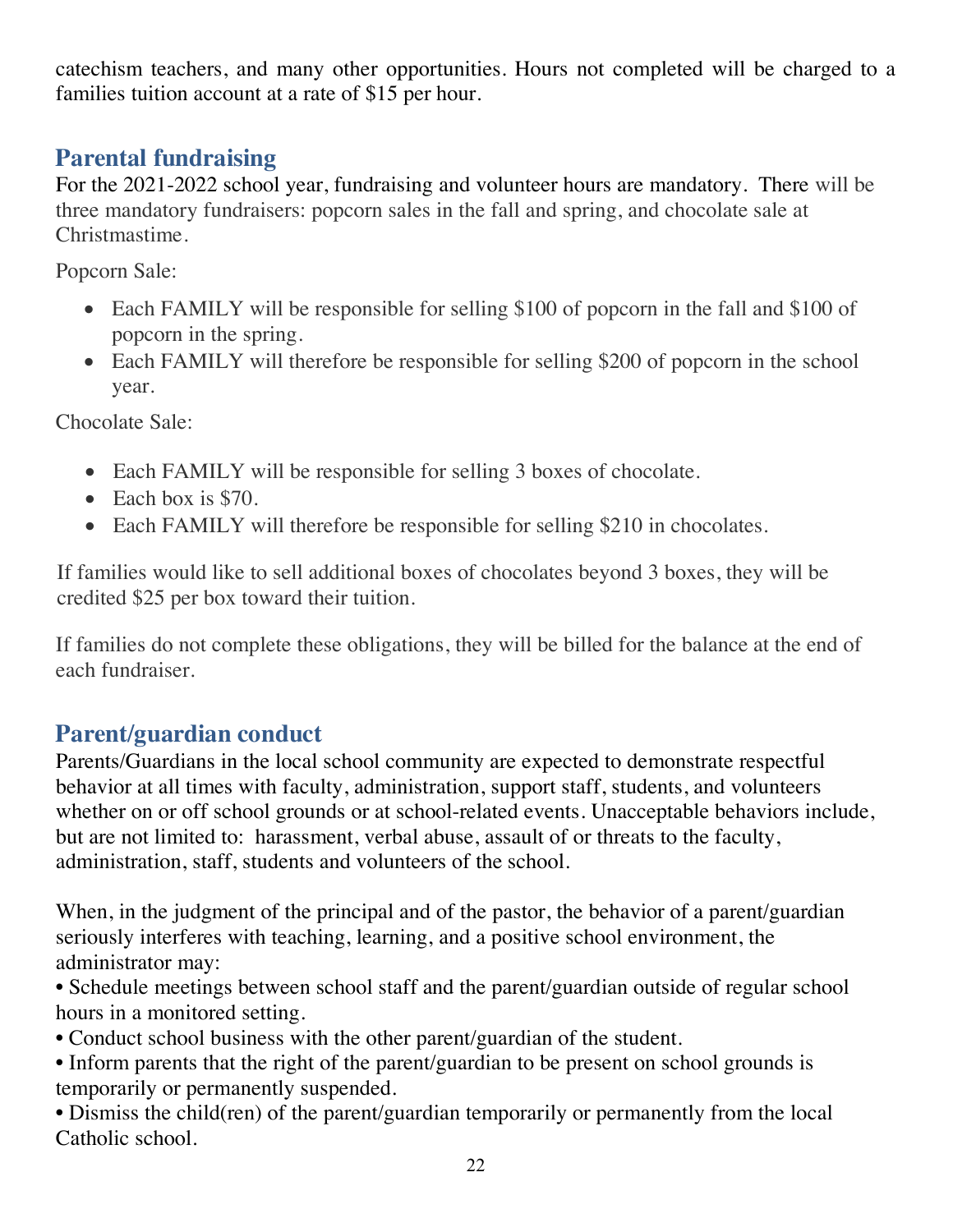catechism teachers, and many other opportunities. Hours not completed will be charged to a families tuition account at a rate of $15 per hour.

## Parental fundraising

For the 2021-2022 school year, fundraising and volunteer hours are mandatory. There will be three mandatory fundraisers: popcorn sales in the fall and spring, and chocolate sale at Christmastime.

Popcorn Sale:

- Each FAMILY will be responsible for selling $100 of popcorn in the fall and $100 of popcorn in the spring.
- Each FAMILY will therefore be responsible for selling $200 of popcorn in the school year.

Chocolate Sale:

- Each FAMILY will be responsible for selling 3 boxes of chocolate.
- Each box is $70.
- Each FAMILY will therefore be responsible for selling $210 in chocolates.

If families would like to sell additional boxes of chocolates beyond 3 boxes, they will be credited $25 per box toward their tuition.

If families do not complete these obligations, they will be billed for the balance at the end of each fundraiser.

## Parent/guardian conduct

Parents/Guardians in the local school community are expected to demonstrate respectful behavior at all times with faculty, administration, support staff, students, and volunteers whether on or off school grounds or at school-related events. Unacceptable behaviors include, but are not limited to: harassment, verbal abuse, assault of or threats to the faculty, administration, staff, students and volunteers of the school.

When, in the judgment of the principal and of the pastor, the behavior of a parent/guardian seriously interferes with teaching, learning, and a positive school environment, the administrator may:

- Schedule meetings between school staff and the parent/guardian outside of regular school hours in a monitored setting.
- Conduct school business with the other parent/guardian of the student.
- Inform parents that the right of the parent/guardian to be present on school grounds is temporarily or permanently suspended.
- Dismiss the child(ren) of the parent/guardian temporarily or permanently from the local Catholic school.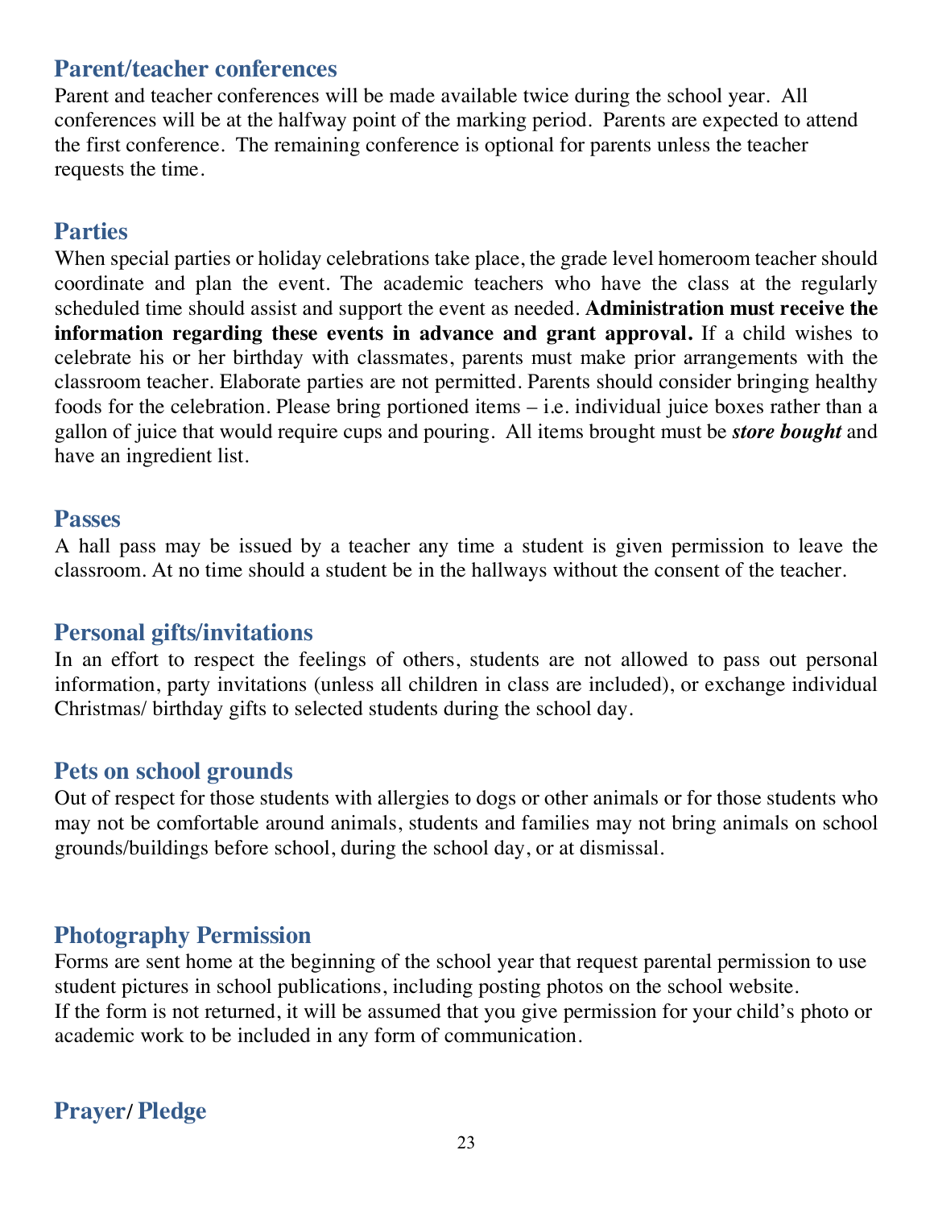## Parent/teacher conferences

Parent and teacher conferences will be made available twice during the school year. All conferences will be at the halfway point of the marking period. Parents are expected to attend the first conference. The remaining conference is optional for parents unless the teacher requests the time.

## Parties

When special parties or holiday celebrations take place, the grade level homeroom teacher should coordinate and plan the event. The academic teachers who have the class at the regularly scheduled time should assist and support the event as needed. **Administration must receive the information regarding these events in advance and grant approval.** If a child wishes to celebrate his or her birthday with classmates, parents must make prior arrangements with the classroom teacher. Elaborate parties are not permitted. Parents should consider bringing healthy foods for the celebration. Please bring portioned items – i.e. individual juice boxes rather than a gallon of juice that would require cups and pouring. All items brought must be ***store bought*** and have an ingredient list.

## Passes

A hall pass may be issued by a teacher any time a student is given permission to leave the classroom. At no time should a student be in the hallways without the consent of the teacher.

## Personal gifts/invitations

In an effort to respect the feelings of others, students are not allowed to pass out personal information, party invitations (unless all children in class are included), or exchange individual Christmas/ birthday gifts to selected students during the school day.

## Pets on school grounds

Out of respect for those students with allergies to dogs or other animals or for those students who may not be comfortable around animals, students and families may not bring animals on school grounds/buildings before school, during the school day, or at dismissal.

## Photography Permission

Forms are sent home at the beginning of the school year that request parental permission to use student pictures in school publications, including posting photos on the school website.
If the form is not returned, it will be assumed that you give permission for your child's photo or academic work to be included in any form of communication.

## Prayer/ Pledge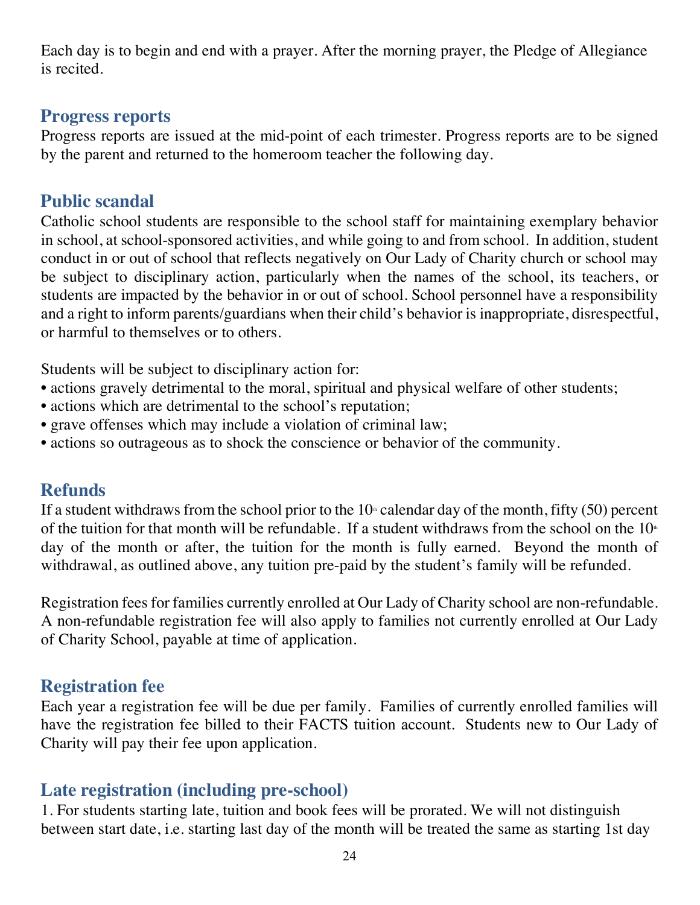Each day is to begin and end with a prayer. After the morning prayer, the Pledge of Allegiance is recited.

## Progress reports

Progress reports are issued at the mid-point of each trimester. Progress reports are to be signed by the parent and returned to the homeroom teacher the following day.

## Public scandal

Catholic school students are responsible to the school staff for maintaining exemplary behavior in school, at school-sponsored activities, and while going to and from school. In addition, student conduct in or out of school that reflects negatively on Our Lady of Charity church or school may be subject to disciplinary action, particularly when the names of the school, its teachers, or students are impacted by the behavior in or out of school. School personnel have a responsibility and a right to inform parents/guardians when their child's behavior is inappropriate, disrespectful, or harmful to themselves or to others.

Students will be subject to disciplinary action for:

- actions gravely detrimental to the moral, spiritual and physical welfare of other students;
- actions which are detrimental to the school's reputation;
- grave offenses which may include a violation of criminal law;
- actions so outrageous as to shock the conscience or behavior of the community.

## Refunds

If a student withdraws from the school prior to the 10th calendar day of the month, fifty (50) percent of the tuition for that month will be refundable. If a student withdraws from the school on the 10th day of the month or after, the tuition for the month is fully earned. Beyond the month of withdrawal, as outlined above, any tuition pre-paid by the student's family will be refunded.

Registration fees for families currently enrolled at Our Lady of Charity school are non-refundable. A non-refundable registration fee will also apply to families not currently enrolled at Our Lady of Charity School, payable at time of application.

## Registration fee

Each year a registration fee will be due per family. Families of currently enrolled families will have the registration fee billed to their FACTS tuition account. Students new to Our Lady of Charity will pay their fee upon application.

## Late registration (including pre-school)

1. For students starting late, tuition and book fees will be prorated. We will not distinguish between start date, i.e. starting last day of the month will be treated the same as starting 1st day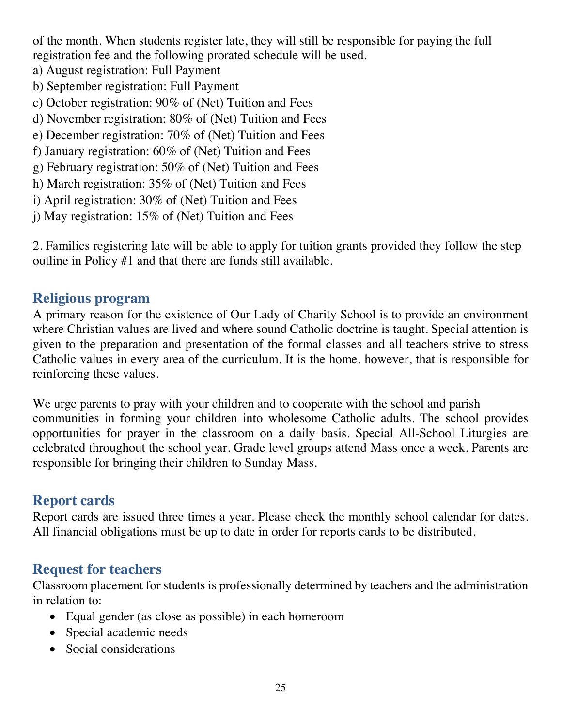of the month. When students register late, they will still be responsible for paying the full registration fee and the following prorated schedule will be used.

a) August registration: Full Payment
b) September registration: Full Payment
c) October registration: 90% of (Net) Tuition and Fees
d) November registration: 80% of (Net) Tuition and Fees
e) December registration: 70% of (Net) Tuition and Fees
f) January registration: 60% of (Net) Tuition and Fees
g) February registration: 50% of (Net) Tuition and Fees
h) March registration: 35% of (Net) Tuition and Fees
i) April registration: 30% of (Net) Tuition and Fees
j) May registration: 15% of (Net) Tuition and Fees

2. Families registering late will be able to apply for tuition grants provided they follow the step outline in Policy #1 and that there are funds still available.

## Religious program

A primary reason for the existence of Our Lady of Charity School is to provide an environment where Christian values are lived and where sound Catholic doctrine is taught. Special attention is given to the preparation and presentation of the formal classes and all teachers strive to stress Catholic values in every area of the curriculum. It is the home, however, that is responsible for reinforcing these values.

We urge parents to pray with your children and to cooperate with the school and parish communities in forming your children into wholesome Catholic adults. The school provides opportunities for prayer in the classroom on a daily basis. Special All-School Liturgies are celebrated throughout the school year. Grade level groups attend Mass once a week. Parents are responsible for bringing their children to Sunday Mass.

## Report cards

Report cards are issued three times a year. Please check the monthly school calendar for dates. All financial obligations must be up to date in order for reports cards to be distributed.

## Request for teachers

Classroom placement for students is professionally determined by teachers and the administration in relation to:

- Equal gender (as close as possible) in each homeroom
- Special academic needs
- Social considerations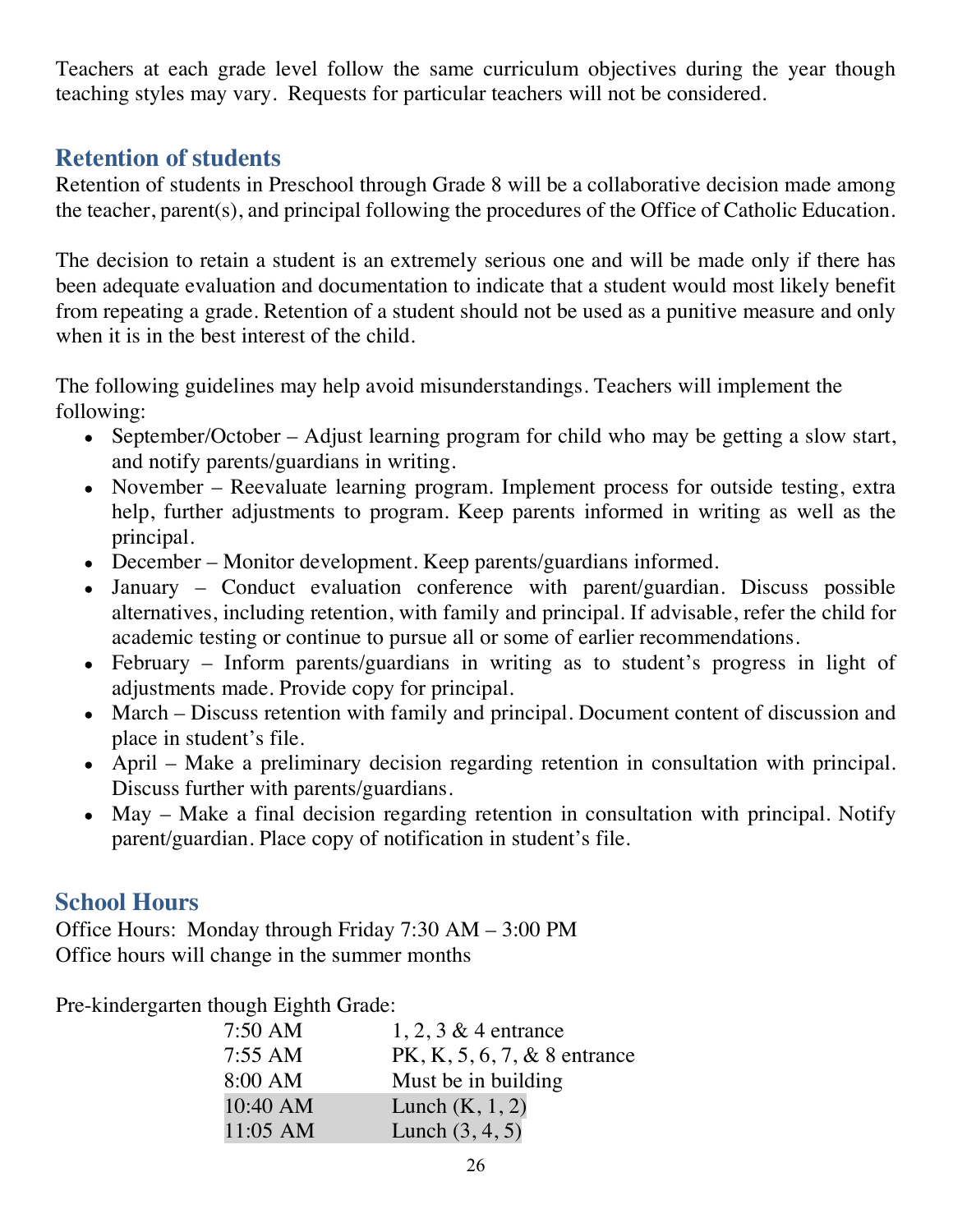Teachers at each grade level follow the same curriculum objectives during the year though teaching styles may vary. Requests for particular teachers will not be considered.

## Retention of students

Retention of students in Preschool through Grade 8 will be a collaborative decision made among the teacher, parent(s), and principal following the procedures of the Office of Catholic Education.

The decision to retain a student is an extremely serious one and will be made only if there has been adequate evaluation and documentation to indicate that a student would most likely benefit from repeating a grade. Retention of a student should not be used as a punitive measure and only when it is in the best interest of the child.

The following guidelines may help avoid misunderstandings. Teachers will implement the following:

- September/October – Adjust learning program for child who may be getting a slow start, and notify parents/guardians in writing.
- November – Reevaluate learning program. Implement process for outside testing, extra help, further adjustments to program. Keep parents informed in writing as well as the principal.
- December – Monitor development. Keep parents/guardians informed.
- January – Conduct evaluation conference with parent/guardian. Discuss possible alternatives, including retention, with family and principal. If advisable, refer the child for academic testing or continue to pursue all or some of earlier recommendations.
- February – Inform parents/guardians in writing as to student's progress in light of adjustments made. Provide copy for principal.
- March – Discuss retention with family and principal. Document content of discussion and place in student's file.
- April – Make a preliminary decision regarding retention in consultation with principal. Discuss further with parents/guardians.
- May – Make a final decision regarding retention in consultation with principal. Notify parent/guardian. Place copy of notification in student's file.

## School Hours

Office Hours: Monday through Friday 7:30 AM – 3:00 PM
Office hours will change in the summer months

Pre-kindergarten though Eighth Grade:

| | |
|---|---|
| 7:50 AM | 1, 2, 3 & 4 entrance |
| 7:55 AM | PK, K, 5, 6, 7, & 8 entrance |
| 8:00 AM | Must be in building |
| 10:40 AM | Lunch (K, 1, 2) |
| 11:05 AM | Lunch (3, 4, 5) |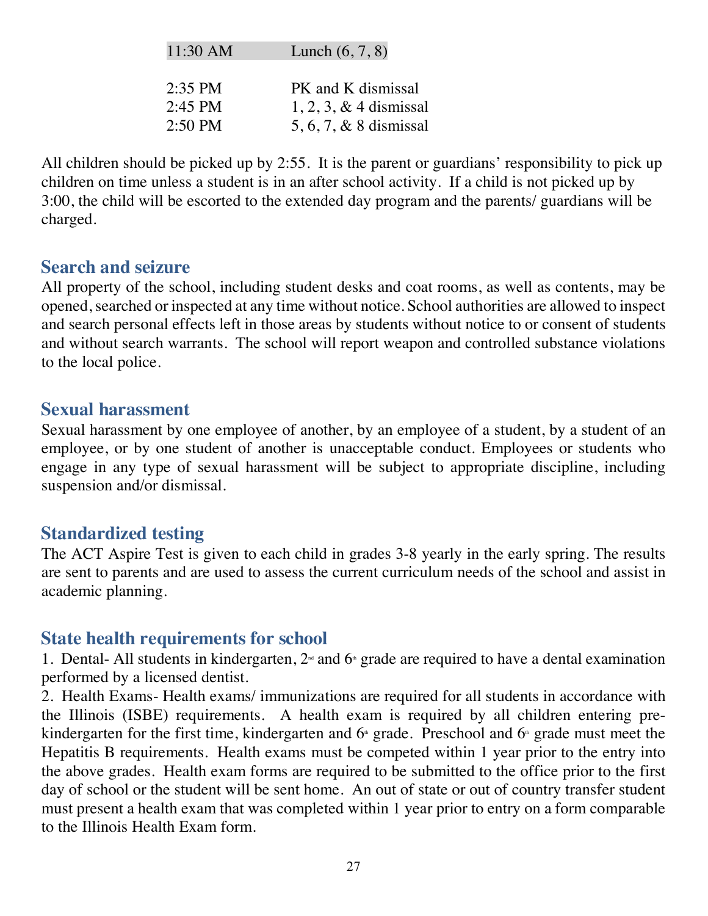| | |
|---|---|
| 11:30 AM | Lunch (6, 7, 8) |
| | |
| 2:35 PM | PK and K dismissal |
| 2:45 PM | 1, 2, 3, & 4 dismissal |
| 2:50 PM | 5, 6, 7, & 8 dismissal |

All children should be picked up by 2:55. It is the parent or guardians' responsibility to pick up children on time unless a student is in an after school activity. If a child is not picked up by 3:00, the child will be escorted to the extended day program and the parents/ guardians will be charged.

## Search and seizure

All property of the school, including student desks and coat rooms, as well as contents, may be opened, searched or inspected at any time without notice. School authorities are allowed to inspect and search personal effects left in those areas by students without notice to or consent of students and without search warrants. The school will report weapon and controlled substance violations to the local police.

## Sexual harassment

Sexual harassment by one employee of another, by an employee of a student, by a student of an employee, or by one student of another is unacceptable conduct. Employees or students who engage in any type of sexual harassment will be subject to appropriate discipline, including suspension and/or dismissal.

## Standardized testing

The ACT Aspire Test is given to each child in grades 3-8 yearly in the early spring. The results are sent to parents and are used to assess the current curriculum needs of the school and assist in academic planning.

## State health requirements for school

1. Dental- All students in kindergarten, 2nd and 6th grade are required to have a dental examination performed by a licensed dentist.
2. Health Exams- Health exams/ immunizations are required for all students in accordance with the Illinois (ISBE) requirements. A health exam is required by all children entering pre-kindergarten for the first time, kindergarten and 6th grade. Preschool and 6th grade must meet the Hepatitis B requirements. Health exams must be competed within 1 year prior to the entry into the above grades. Health exam forms are required to be submitted to the office prior to the first day of school or the student will be sent home. An out of state or out of country transfer student must present a health exam that was completed within 1 year prior to entry on a form comparable to the Illinois Health Exam form.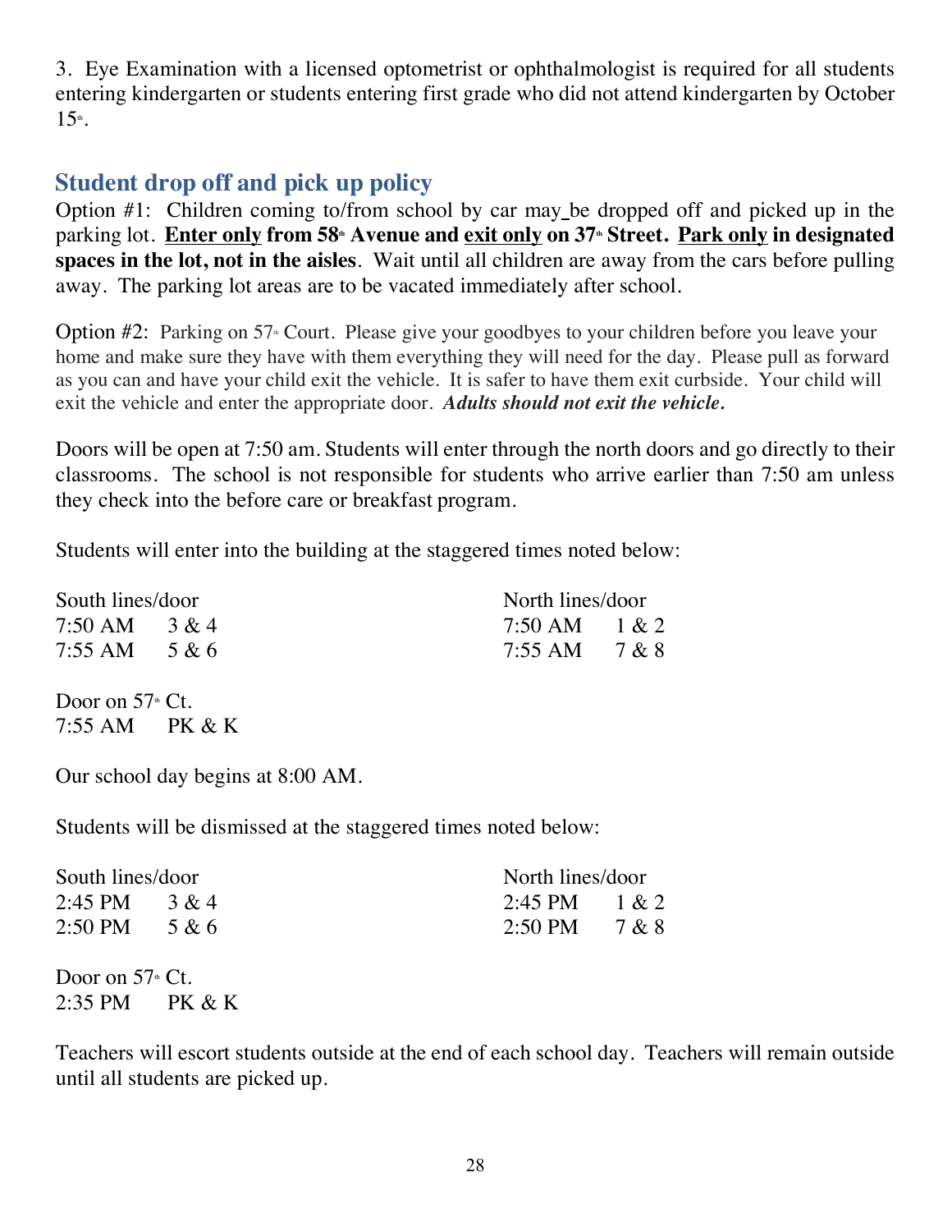3. Eye Examination with a licensed optometrist or ophthalmologist is required for all students entering kindergarten or students entering first grade who did not attend kindergarten by October 15th.

## Student drop off and pick up policy

Option #1: Children coming to/from school by car may be dropped off and picked up in the parking lot. **Enter only from 58th Avenue and exit only on 37th Street. Park only in designated spaces in the lot, not in the aisles**. Wait until all children are away from the cars before pulling away. The parking lot areas are to be vacated immediately after school.

Option #2: Parking on 57th Court. Please give your goodbyes to your children before you leave your home and make sure they have with them everything they will need for the day. Please pull as forward as you can and have your child exit the vehicle. It is safer to have them exit curbside. Your child will exit the vehicle and enter the appropriate door. ***Adults should not exit the vehicle.***

Doors will be open at 7:50 am. Students will enter through the north doors and go directly to their classrooms. The school is not responsible for students who arrive earlier than 7:50 am unless they check into the before care or breakfast program.

Students will enter into the building at the staggered times noted below:

| South lines/door | | North lines/door | |
|---|---|---|---|
| 7:50 AM | 3 & 4 | 7:50 AM | 1 & 2 |
| 7:55 AM | 5 & 6 | 7:55 AM | 7 & 8 |

Door on 57th Ct.
7:55 AM PK & K

Our school day begins at 8:00 AM.

Students will be dismissed at the staggered times noted below:

| South lines/door | | North lines/door | |
|---|---|---|---|
| 2:45 PM | 3 & 4 | 2:45 PM | 1 & 2 |
| 2:50 PM | 5 & 6 | 2:50 PM | 7 & 8 |

Door on 57th Ct.
2:35 PM PK & K

Teachers will escort students outside at the end of each school day. Teachers will remain outside until all students are picked up.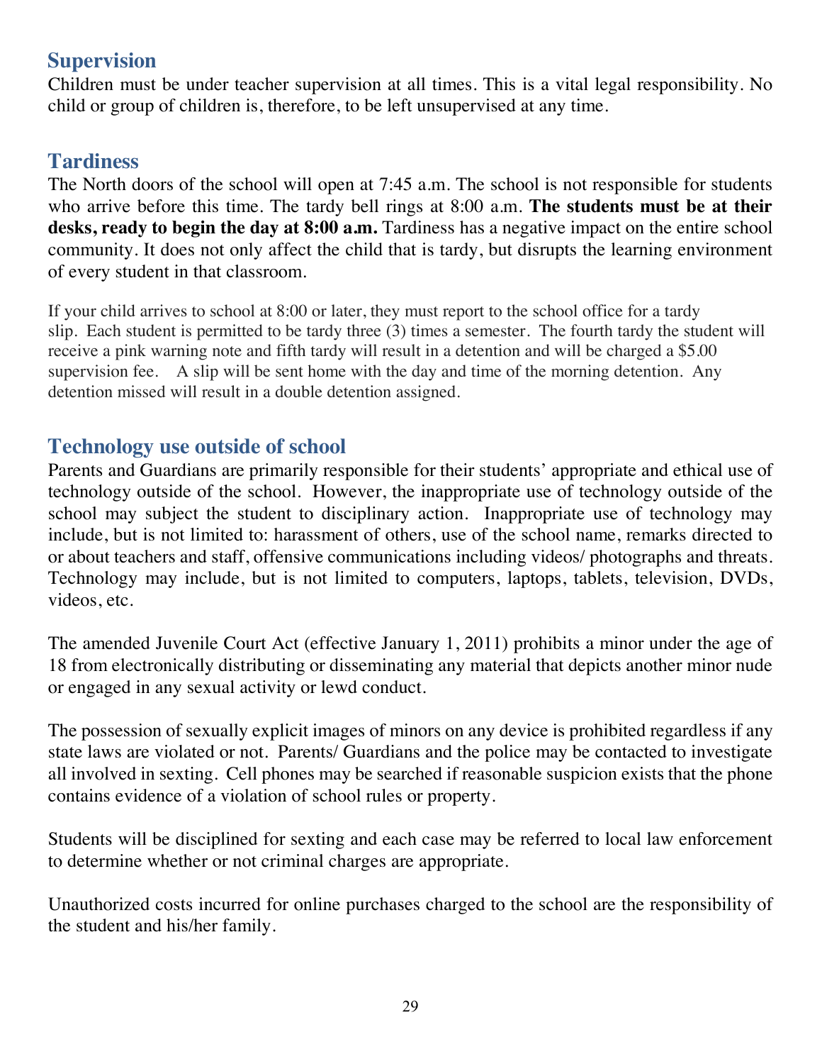## Supervision

Children must be under teacher supervision at all times. This is a vital legal responsibility. No child or group of children is, therefore, to be left unsupervised at any time.

## Tardiness

The North doors of the school will open at 7:45 a.m. The school is not responsible for students who arrive before this time. The tardy bell rings at 8:00 a.m. **The students must be at their desks, ready to begin the day at 8:00 a.m.** Tardiness has a negative impact on the entire school community. It does not only affect the child that is tardy, but disrupts the learning environment of every student in that classroom.

If your child arrives to school at 8:00 or later, they must report to the school office for a tardy slip. Each student is permitted to be tardy three (3) times a semester. The fourth tardy the student will receive a pink warning note and fifth tardy will result in a detention and will be charged a $5.00 supervision fee. A slip will be sent home with the day and time of the morning detention. Any detention missed will result in a double detention assigned.

## Technology use outside of school

Parents and Guardians are primarily responsible for their students' appropriate and ethical use of technology outside of the school. However, the inappropriate use of technology outside of the school may subject the student to disciplinary action. Inappropriate use of technology may include, but is not limited to: harassment of others, use of the school name, remarks directed to or about teachers and staff, offensive communications including videos/ photographs and threats. Technology may include, but is not limited to computers, laptops, tablets, television, DVDs, videos, etc.

The amended Juvenile Court Act (effective January 1, 2011) prohibits a minor under the age of 18 from electronically distributing or disseminating any material that depicts another minor nude or engaged in any sexual activity or lewd conduct.

The possession of sexually explicit images of minors on any device is prohibited regardless if any state laws are violated or not. Parents/ Guardians and the police may be contacted to investigate all involved in sexting. Cell phones may be searched if reasonable suspicion exists that the phone contains evidence of a violation of school rules or property.

Students will be disciplined for sexting and each case may be referred to local law enforcement to determine whether or not criminal charges are appropriate.

Unauthorized costs incurred for online purchases charged to the school are the responsibility of the student and his/her family.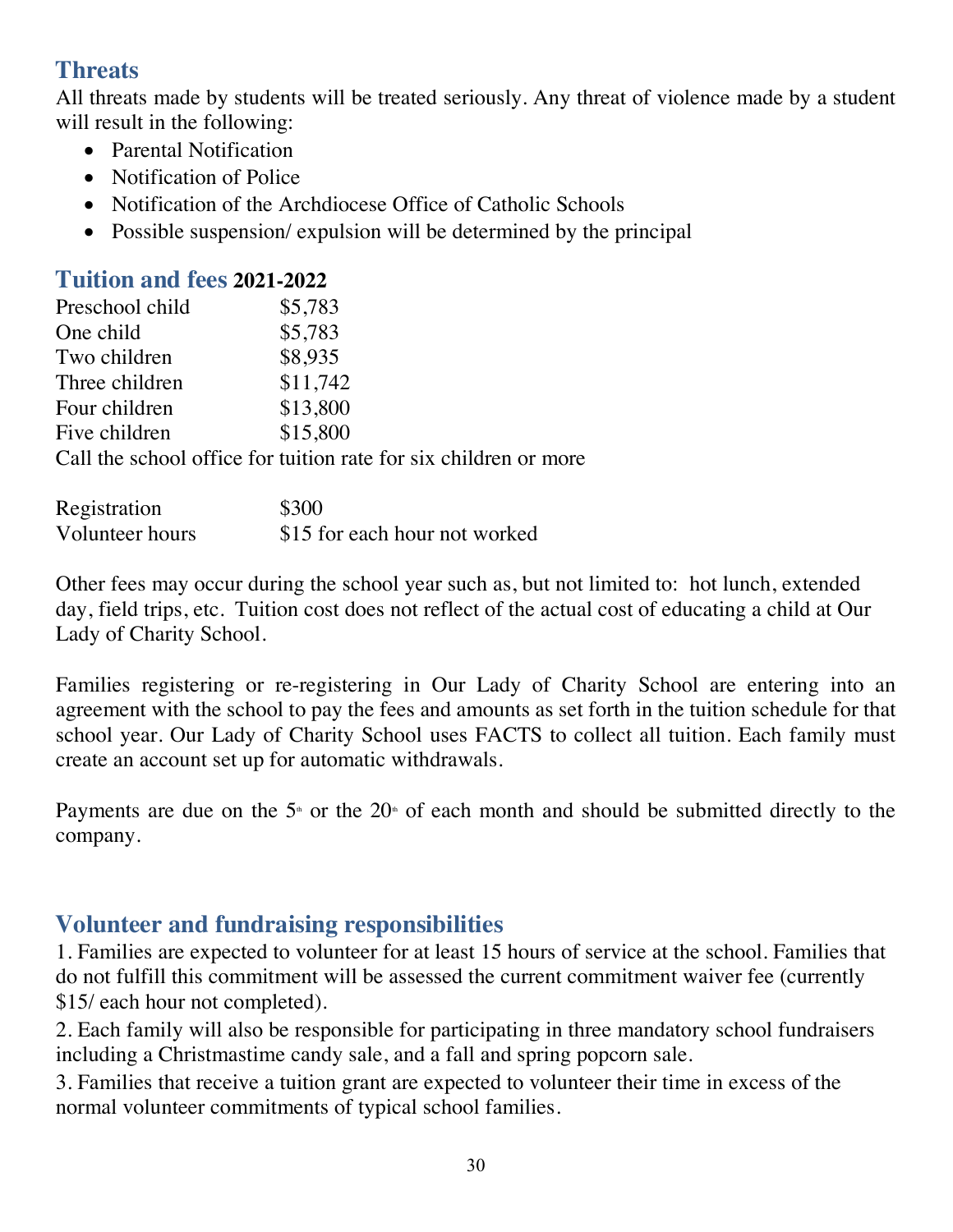## Threats

All threats made by students will be treated seriously. Any threat of violence made by a student will result in the following:

- Parental Notification
- Notification of Police
- Notification of the Archdiocese Office of Catholic Schools
- Possible suspension/ expulsion will be determined by the principal

## Tuition and fees **2021-2022**

| | |
|---|---|
| Preschool child | $5,783 |
| One child | $5,783 |
| Two children | $8,935 |
| Three children | $11,742 |
| Four children | $13,800 |
| Five children | $15,800 |

Call the school office for tuition rate for six children or more

| | |
|---|---|
| Registration | $300 |
| Volunteer hours | $15 for each hour not worked |

Other fees may occur during the school year such as, but not limited to: hot lunch, extended day, field trips, etc. Tuition cost does not reflect of the actual cost of educating a child at Our Lady of Charity School.

Families registering or re-registering in Our Lady of Charity School are entering into an agreement with the school to pay the fees and amounts as set forth in the tuition schedule for that school year. Our Lady of Charity School uses FACTS to collect all tuition. Each family must create an account set up for automatic withdrawals.

Payments are due on the 5th or the 20th of each month and should be submitted directly to the company.

## Volunteer and fundraising responsibilities

1. Families are expected to volunteer for at least 15 hours of service at the school. Families that do not fulfill this commitment will be assessed the current commitment waiver fee (currently $15/ each hour not completed).
2. Each family will also be responsible for participating in three mandatory school fundraisers including a Christmastime candy sale, and a fall and spring popcorn sale.
3. Families that receive a tuition grant are expected to volunteer their time in excess of the normal volunteer commitments of typical school families.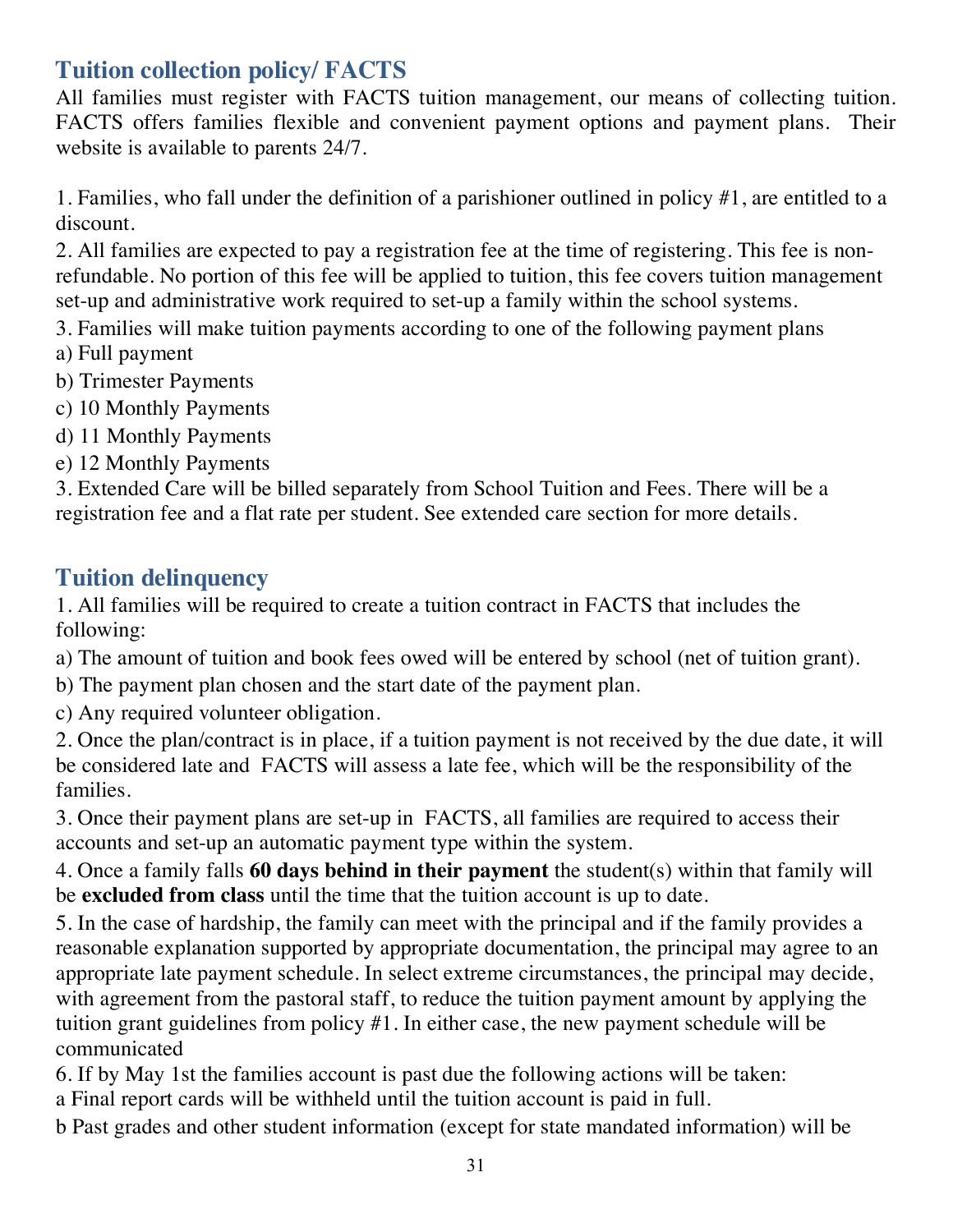## Tuition collection policy/ FACTS

All families must register with FACTS tuition management, our means of collecting tuition. FACTS offers families flexible and convenient payment options and payment plans. Their website is available to parents 24/7.

1. Families, who fall under the definition of a parishioner outlined in policy #1, are entitled to a discount.
2. All families are expected to pay a registration fee at the time of registering. This fee is non-refundable. No portion of this fee will be applied to tuition, this fee covers tuition management set-up and administrative work required to set-up a family within the school systems.
3. Families will make tuition payments according to one of the following payment plans
a) Full payment
b) Trimester Payments
c) 10 Monthly Payments
d) 11 Monthly Payments
e) 12 Monthly Payments
3. Extended Care will be billed separately from School Tuition and Fees. There will be a registration fee and a flat rate per student. See extended care section for more details.

## Tuition delinquency

1. All families will be required to create a tuition contract in FACTS that includes the following:
a) The amount of tuition and book fees owed will be entered by school (net of tuition grant).
b) The payment plan chosen and the start date of the payment plan.
c) Any required volunteer obligation.
2. Once the plan/contract is in place, if a tuition payment is not received by the due date, it will be considered late and FACTS will assess a late fee, which will be the responsibility of the families.
3. Once their payment plans are set-up in FACTS, all families are required to access their accounts and set-up an automatic payment type within the system.
4. Once a family falls **60 days behind in their payment** the student(s) within that family will be **excluded from class** until the time that the tuition account is up to date.
5. In the case of hardship, the family can meet with the principal and if the family provides a reasonable explanation supported by appropriate documentation, the principal may agree to an appropriate late payment schedule. In select extreme circumstances, the principal may decide, with agreement from the pastoral staff, to reduce the tuition payment amount by applying the tuition grant guidelines from policy #1. In either case, the new payment schedule will be communicated
6. If by May 1st the families account is past due the following actions will be taken:
a Final report cards will be withheld until the tuition account is paid in full.
b Past grades and other student information (except for state mandated information) will be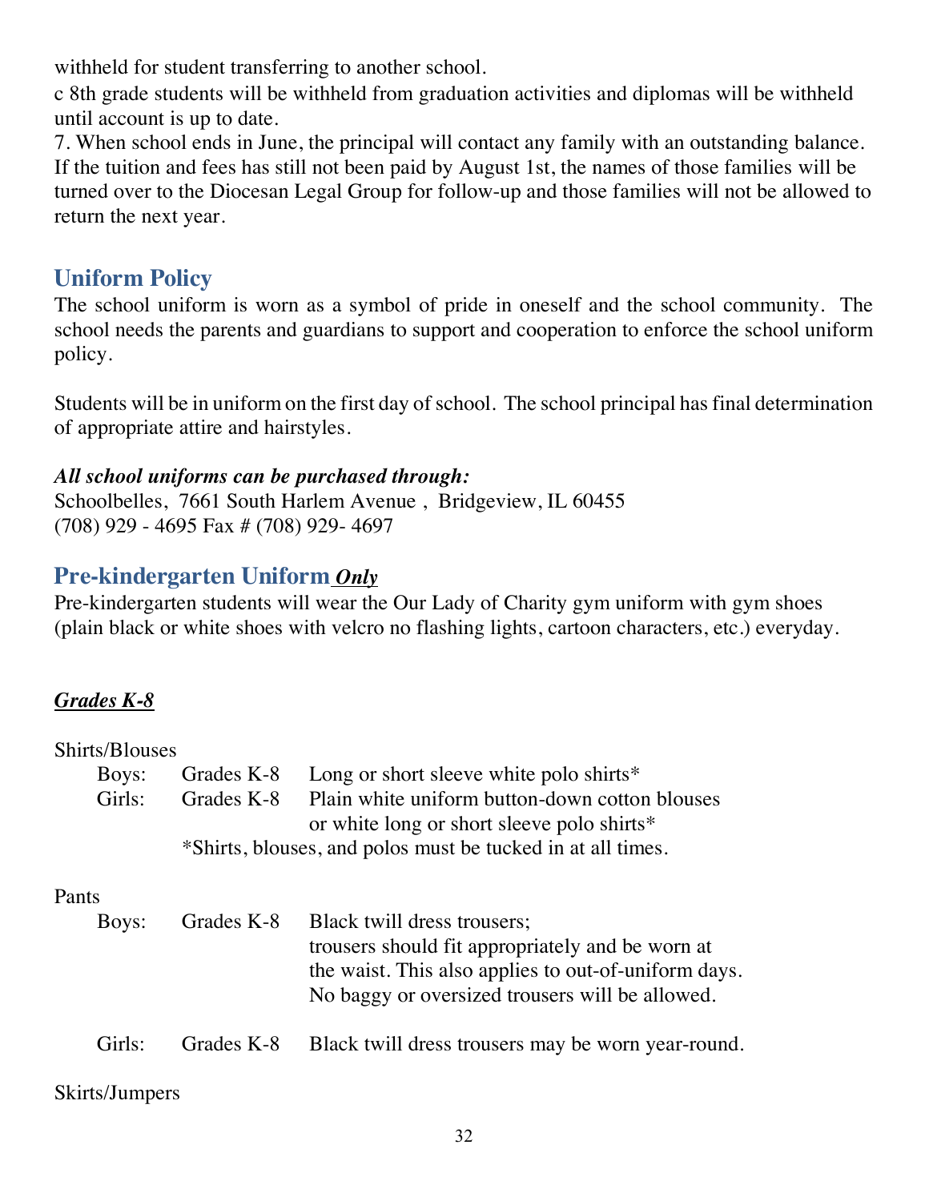withheld for student transferring to another school.

c 8th grade students will be withheld from graduation activities and diplomas will be withheld until account is up to date.

7. When school ends in June, the principal will contact any family with an outstanding balance. If the tuition and fees has still not been paid by August 1st, the names of those families will be turned over to the Diocesan Legal Group for follow-up and those families will not be allowed to return the next year.

## Uniform Policy

The school uniform is worn as a symbol of pride in oneself and the school community. The school needs the parents and guardians to support and cooperation to enforce the school uniform policy.

Students will be in uniform on the first day of school. The school principal has final determination of appropriate attire and hairstyles.

***All school uniforms can be purchased through:***

Schoolbelles, 7661 South Harlem Avenue , Bridgeview, IL 60455
(708) 929 - 4695 Fax # (708) 929- 4697

## Pre-kindergarten Uniform ***Only***

Pre-kindergarten students will wear the Our Lady of Charity gym uniform with gym shoes (plain black or white shoes with velcro no flashing lights, cartoon characters, etc.) everyday.

***Grades K-8***

Shirts/Blouses

| | | |
|---|---|---|
| Boys: | Grades K-8 | Long or short sleeve white polo shirts* |
| Girls: | Grades K-8 | Plain white uniform button-down cotton blouses or white long or short sleeve polo shirts* |
| | | *Shirts, blouses, and polos must be tucked in at all times. |

Pants

| | | |
|---|---|---|
| Boys: | Grades K-8 | Black twill dress trousers; trousers should fit appropriately and be worn at the waist. This also applies to out-of-uniform days. No baggy or oversized trousers will be allowed. |
| Girls: | Grades K-8 | Black twill dress trousers may be worn year-round. |

Skirts/Jumpers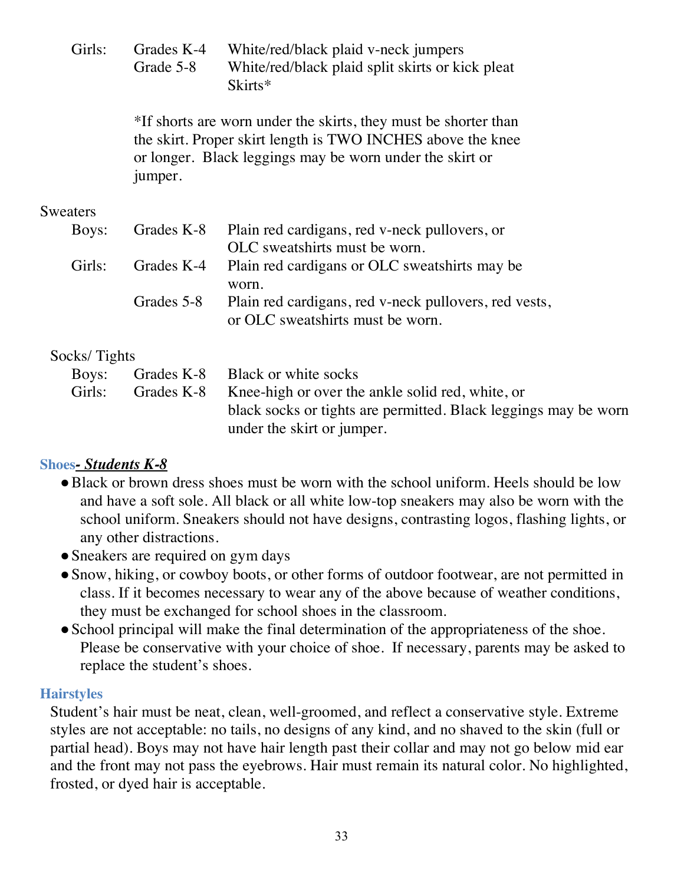| | | |
|---|---|---|
| Girls: | Grades K-4 | White/red/black plaid v-neck jumpers |
| | Grade 5-8 | White/red/black plaid split skirts or kick pleat Skirts* |

*If shorts are worn under the skirts, they must be shorter than the skirt. Proper skirt length is TWO INCHES above the knee or longer. Black leggings may be worn under the skirt or jumper.

Sweaters

| | | |
|---|---|---|
| Boys: | Grades K-8 | Plain red cardigans, red v-neck pullovers, or OLC sweatshirts must be worn. |
| Girls: | Grades K-4 | Plain red cardigans or OLC sweatshirts may be worn. |
| | Grades 5-8 | Plain red cardigans, red v-neck pullovers, red vests, or OLC sweatshirts must be worn. |

Socks/ Tights

| | | |
|---|---|---|
| Boys: | Grades K-8 | Black or white socks |
| Girls: | Grades K-8 | Knee-high or over the ankle solid red, white, or black socks or tights are permitted. Black leggings may be worn under the skirt or jumper. |

### Shoes- ***Students K-8***

- Black or brown dress shoes must be worn with the school uniform. Heels should be low and have a soft sole. All black or all white low-top sneakers may also be worn with the school uniform. Sneakers should not have designs, contrasting logos, flashing lights, or any other distractions.
- Sneakers are required on gym days
- Snow, hiking, or cowboy boots, or other forms of outdoor footwear, are not permitted in class. If it becomes necessary to wear any of the above because of weather conditions, they must be exchanged for school shoes in the classroom.
- School principal will make the final determination of the appropriateness of the shoe. Please be conservative with your choice of shoe. If necessary, parents may be asked to replace the student's shoes.

### Hairstyles

Student's hair must be neat, clean, well-groomed, and reflect a conservative style. Extreme styles are not acceptable: no tails, no designs of any kind, and no shaved to the skin (full or partial head). Boys may not have hair length past their collar and may not go below mid ear and the front may not pass the eyebrows. Hair must remain its natural color. No highlighted, frosted, or dyed hair is acceptable.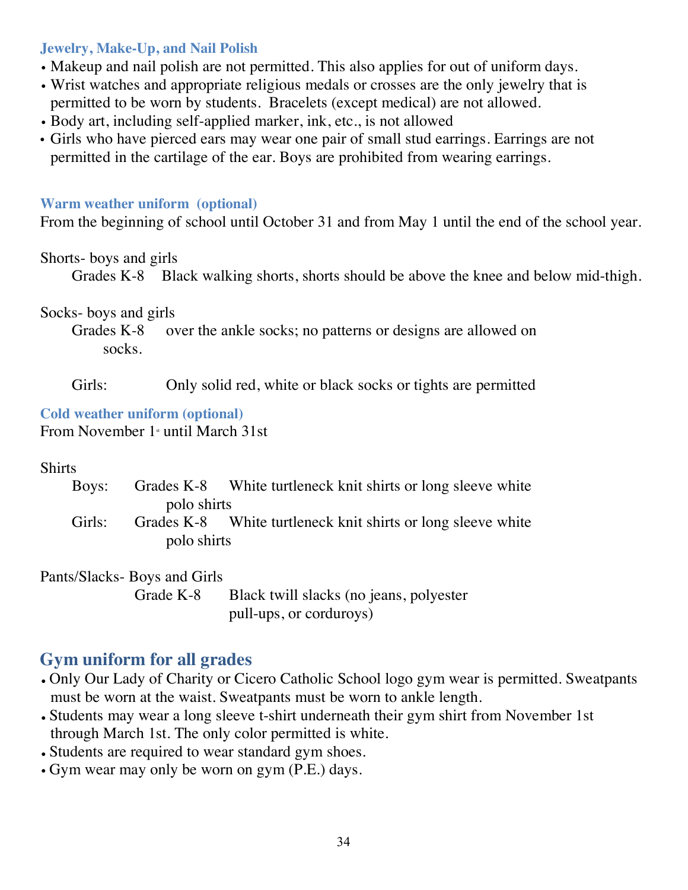### Jewelry, Make-Up, and Nail Polish

- Makeup and nail polish are not permitted. This also applies for out of uniform days.
- Wrist watches and appropriate religious medals or crosses are the only jewelry that is permitted to be worn by students. Bracelets (except medical) are not allowed.
- Body art, including self-applied marker, ink, etc., is not allowed
- Girls who have pierced ears may wear one pair of small stud earrings. Earrings are not permitted in the cartilage of the ear. Boys are prohibited from wearing earrings.

### Warm weather uniform (optional)

From the beginning of school until October 31 and from May 1 until the end of the school year.

Shorts- boys and girls

Grades K-8 Black walking shorts, shorts should be above the knee and below mid-thigh.

Socks- boys and girls

Grades K-8 over the ankle socks; no patterns or designs are allowed on socks.

Girls: Only solid red, white or black socks or tights are permitted

### Cold weather uniform (optional)

From November 1st until March 31st

Shirts

Boys: Grades K-8 White turtleneck knit shirts or long sleeve white polo shirts

Girls: Grades K-8 White turtleneck knit shirts or long sleeve white polo shirts

Pants/Slacks- Boys and Girls

Grade K-8 Black twill slacks (no jeans, polyester pull-ups, or corduroys)

## Gym uniform for all grades

- Only Our Lady of Charity or Cicero Catholic School logo gym wear is permitted. Sweatpants must be worn at the waist. Sweatpants must be worn to ankle length.
- Students may wear a long sleeve t-shirt underneath their gym shirt from November 1st through March 1st. The only color permitted is white.
- Students are required to wear standard gym shoes.
- Gym wear may only be worn on gym (P.E.) days.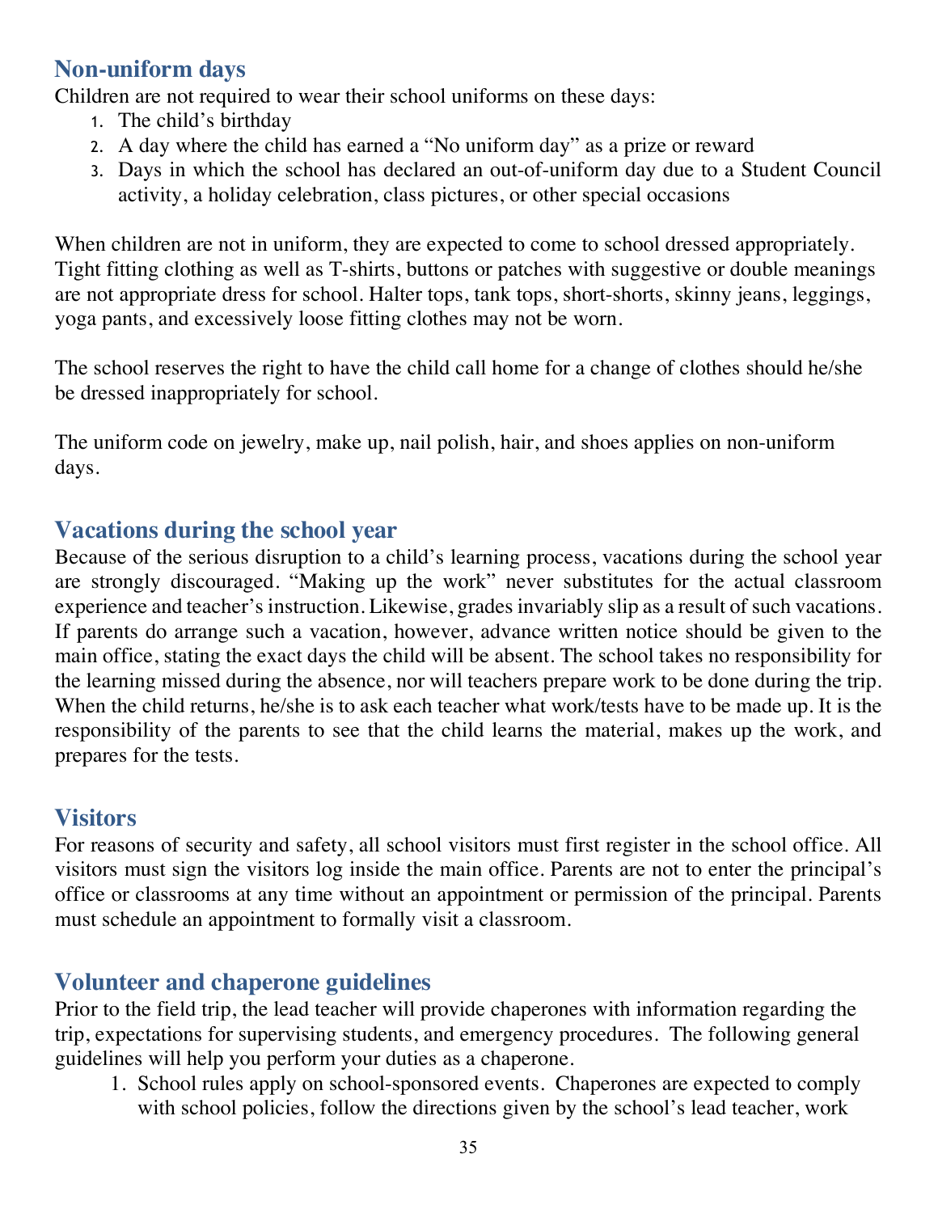## Non-uniform days

Children are not required to wear their school uniforms on these days:

1. The child's birthday
2. A day where the child has earned a "No uniform day" as a prize or reward
3. Days in which the school has declared an out-of-uniform day due to a Student Council activity, a holiday celebration, class pictures, or other special occasions

When children are not in uniform, they are expected to come to school dressed appropriately. Tight fitting clothing as well as T-shirts, buttons or patches with suggestive or double meanings are not appropriate dress for school. Halter tops, tank tops, short-shorts, skinny jeans, leggings, yoga pants, and excessively loose fitting clothes may not be worn.

The school reserves the right to have the child call home for a change of clothes should he/she be dressed inappropriately for school.

The uniform code on jewelry, make up, nail polish, hair, and shoes applies on non-uniform days.

## Vacations during the school year

Because of the serious disruption to a child's learning process, vacations during the school year are strongly discouraged. "Making up the work" never substitutes for the actual classroom experience and teacher's instruction. Likewise, grades invariably slip as a result of such vacations. If parents do arrange such a vacation, however, advance written notice should be given to the main office, stating the exact days the child will be absent. The school takes no responsibility for the learning missed during the absence, nor will teachers prepare work to be done during the trip. When the child returns, he/she is to ask each teacher what work/tests have to be made up. It is the responsibility of the parents to see that the child learns the material, makes up the work, and prepares for the tests.

## Visitors

For reasons of security and safety, all school visitors must first register in the school office. All visitors must sign the visitors log inside the main office. Parents are not to enter the principal's office or classrooms at any time without an appointment or permission of the principal. Parents must schedule an appointment to formally visit a classroom.

## Volunteer and chaperone guidelines

Prior to the field trip, the lead teacher will provide chaperones with information regarding the trip, expectations for supervising students, and emergency procedures. The following general guidelines will help you perform your duties as a chaperone.

1. School rules apply on school-sponsored events. Chaperones are expected to comply with school policies, follow the directions given by the school's lead teacher, work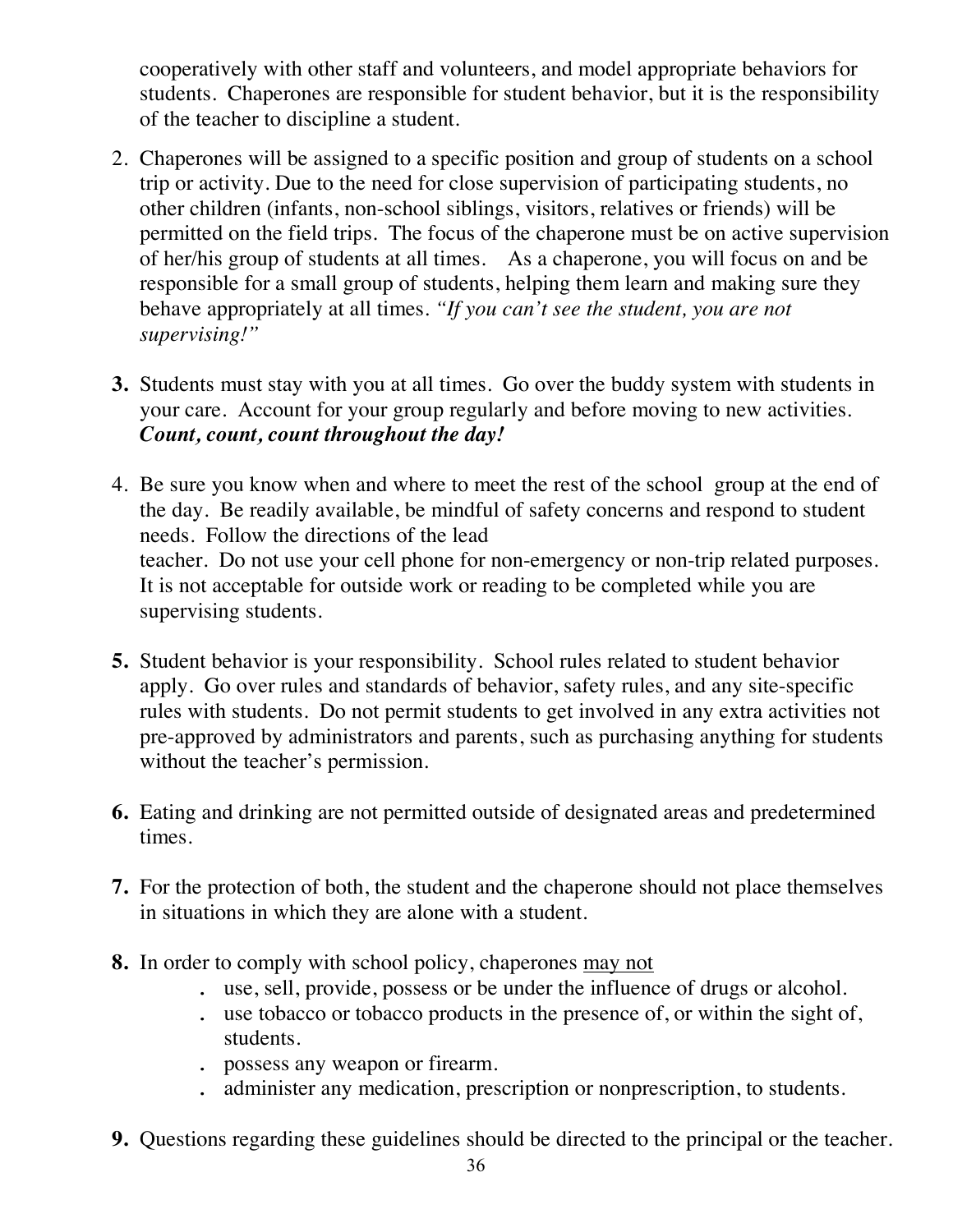cooperatively with other staff and volunteers, and model appropriate behaviors for students. Chaperones are responsible for student behavior, but it is the responsibility of the teacher to discipline a student.

2. Chaperones will be assigned to a specific position and group of students on a school trip or activity. Due to the need for close supervision of participating students, no other children (infants, non-school siblings, visitors, relatives or friends) will be permitted on the field trips. The focus of the chaperone must be on active supervision of her/his group of students at all times. As a chaperone, you will focus on and be responsible for a small group of students, helping them learn and making sure they behave appropriately at all times. *"If you can't see the student, you are not supervising!"*

3. Students must stay with you at all times. Go over the buddy system with students in your care. Account for your group regularly and before moving to new activities. ***Count, count, count throughout the day!***

4. Be sure you know when and where to meet the rest of the school group at the end of the day. Be readily available, be mindful of safety concerns and respond to student needs. Follow the directions of the lead teacher. Do not use your cell phone for non-emergency or non-trip related purposes. It is not acceptable for outside work or reading to be completed while you are supervising students.

5. Student behavior is your responsibility. School rules related to student behavior apply. Go over rules and standards of behavior, safety rules, and any site-specific rules with students. Do not permit students to get involved in any extra activities not pre-approved by administrators and parents, such as purchasing anything for students without the teacher's permission.

6. Eating and drinking are not permitted outside of designated areas and predetermined times.

7. For the protection of both, the student and the chaperone should not place themselves in situations in which they are alone with a student.

8. In order to comply with school policy, chaperones <u>may not</u>
   - use, sell, provide, possess or be under the influence of drugs or alcohol.
   - use tobacco or tobacco products in the presence of, or within the sight of, students.
   - possess any weapon or firearm.
   - administer any medication, prescription or nonprescription, to students.

9. Questions regarding these guidelines should be directed to the principal or the teacher.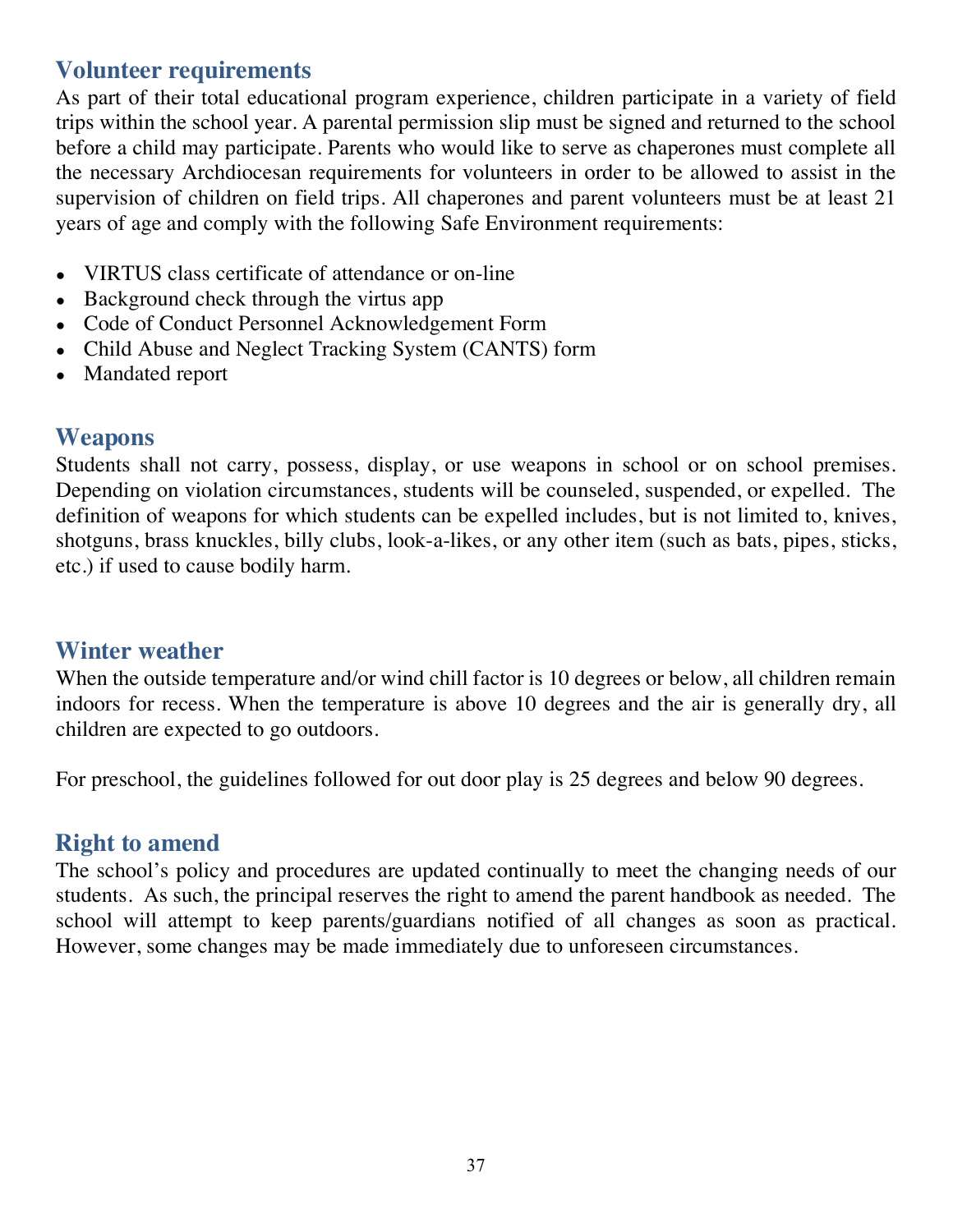## Volunteer requirements

As part of their total educational program experience, children participate in a variety of field trips within the school year. A parental permission slip must be signed and returned to the school before a child may participate. Parents who would like to serve as chaperones must complete all the necessary Archdiocesan requirements for volunteers in order to be allowed to assist in the supervision of children on field trips. All chaperones and parent volunteers must be at least 21 years of age and comply with the following Safe Environment requirements:

- VIRTUS class certificate of attendance or on-line
- Background check through the virtus app
- Code of Conduct Personnel Acknowledgement Form
- Child Abuse and Neglect Tracking System (CANTS) form
- Mandated report

## Weapons

Students shall not carry, possess, display, or use weapons in school or on school premises. Depending on violation circumstances, students will be counseled, suspended, or expelled. The definition of weapons for which students can be expelled includes, but is not limited to, knives, shotguns, brass knuckles, billy clubs, look-a-likes, or any other item (such as bats, pipes, sticks, etc.) if used to cause bodily harm.

## Winter weather

When the outside temperature and/or wind chill factor is 10 degrees or below, all children remain indoors for recess. When the temperature is above 10 degrees and the air is generally dry, all children are expected to go outdoors.

For preschool, the guidelines followed for out door play is 25 degrees and below 90 degrees.

## Right to amend

The school's policy and procedures are updated continually to meet the changing needs of our students. As such, the principal reserves the right to amend the parent handbook as needed. The school will attempt to keep parents/guardians notified of all changes as soon as practical. However, some changes may be made immediately due to unforeseen circumstances.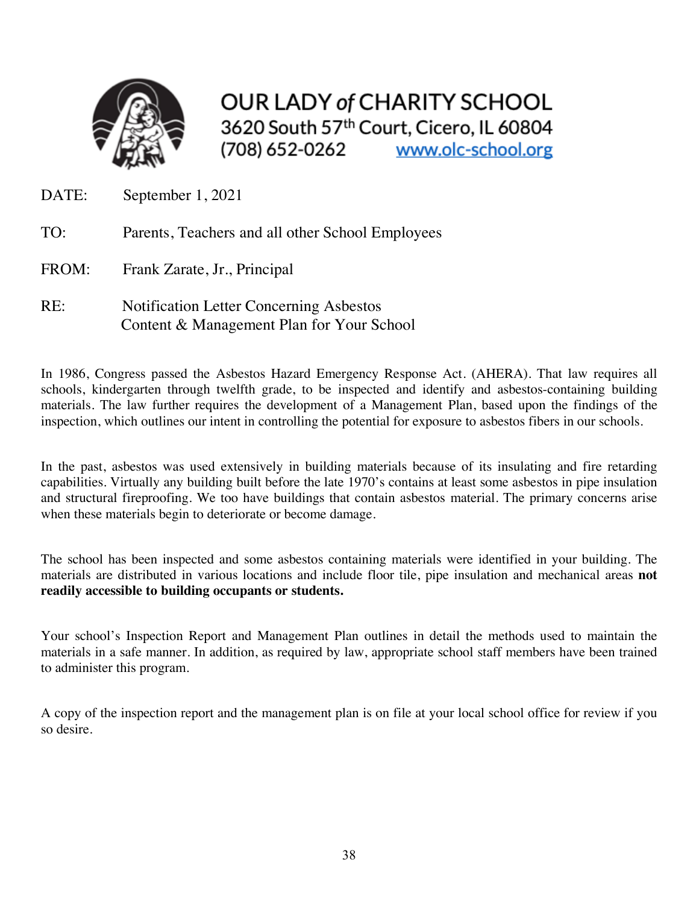# OUR LADY *of* CHARITY SCHOOL

3620 South 57th Court, Cicero, IL 60804
(708) 652-0262 www.olc-school.org

DATE: September 1, 2021

TO: Parents, Teachers and all other School Employees

FROM: Frank Zarate, Jr., Principal

RE: Notification Letter Concerning Asbestos Content & Management Plan for Your School

In 1986, Congress passed the Asbestos Hazard Emergency Response Act. (AHERA). That law requires all schools, kindergarten through twelfth grade, to be inspected and identify and asbestos-containing building materials. The law further requires the development of a Management Plan, based upon the findings of the inspection, which outlines our intent in controlling the potential for exposure to asbestos fibers in our schools.

In the past, asbestos was used extensively in building materials because of its insulating and fire retarding capabilities. Virtually any building built before the late 1970's contains at least some asbestos in pipe insulation and structural fireproofing. We too have buildings that contain asbestos material. The primary concerns arise when these materials begin to deteriorate or become damage.

The school has been inspected and some asbestos containing materials were identified in your building. The materials are distributed in various locations and include floor tile, pipe insulation and mechanical areas **not readily accessible to building occupants or students.**

Your school's Inspection Report and Management Plan outlines in detail the methods used to maintain the materials in a safe manner. In addition, as required by law, appropriate school staff members have been trained to administer this program.

A copy of the inspection report and the management plan is on file at your local school office for review if you so desire.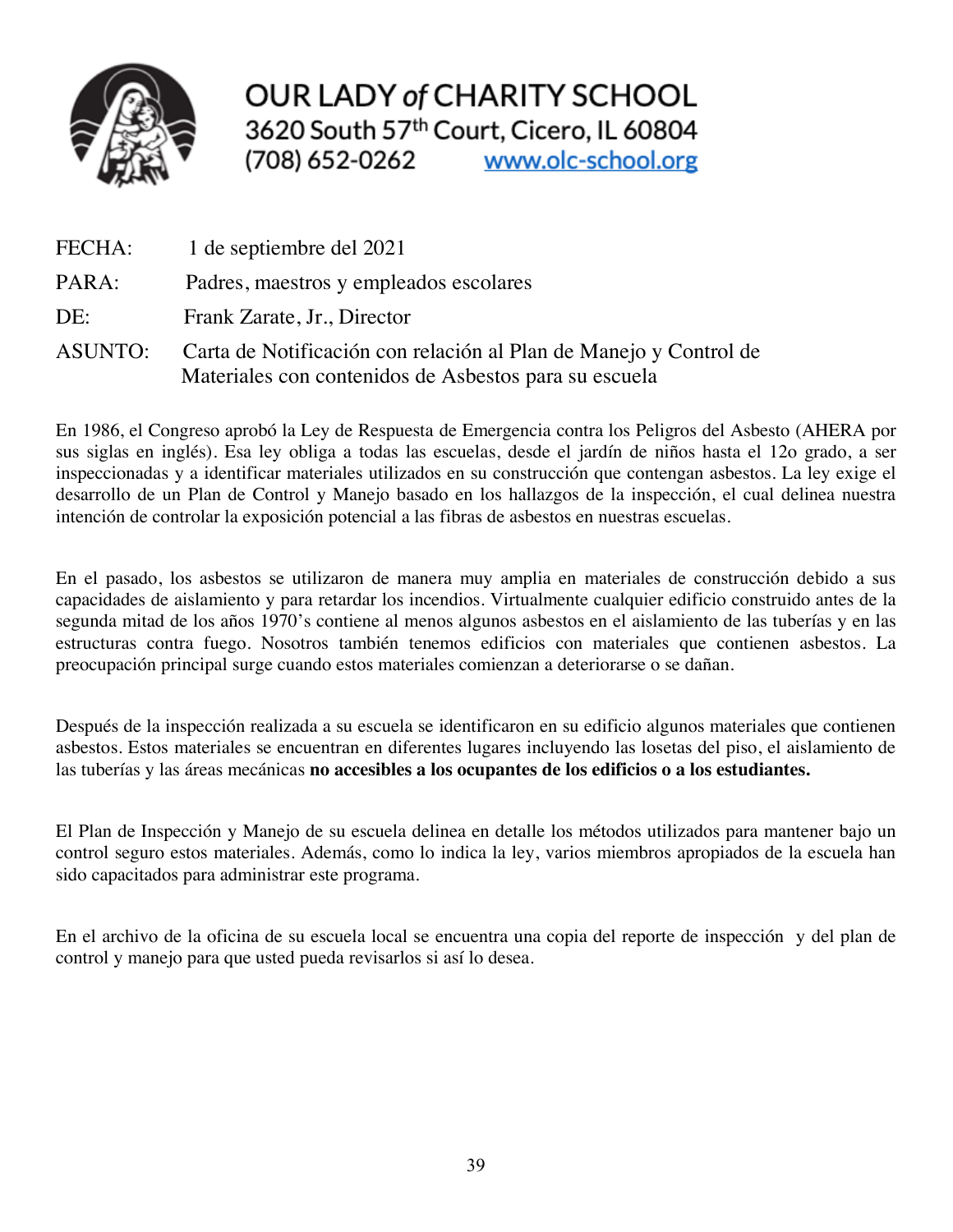# OUR LADY *of* CHARITY SCHOOL

3620 South 57th Court, Cicero, IL 60804
(708) 652-0262 www.olc-school.org

FECHA: 1 de septiembre del 2021

PARA: Padres, maestros y empleados escolares

DE: Frank Zarate, Jr., Director

ASUNTO: Carta de Notificación con relación al Plan de Manejo y Control de Materiales con contenidos de Asbestos para su escuela

En 1986, el Congreso aprobó la Ley de Respuesta de Emergencia contra los Peligros del Asbesto (AHERA por sus siglas en inglés). Esa ley obliga a todas las escuelas, desde el jardín de niños hasta el 12o grado, a ser inspeccionadas y a identificar materiales utilizados en su construcción que contengan asbestos. La ley exige el desarrollo de un Plan de Control y Manejo basado en los hallazgos de la inspección, el cual delinea nuestra intención de controlar la exposición potencial a las fibras de asbestos en nuestras escuelas.

En el pasado, los asbestos se utilizaron de manera muy amplia en materiales de construcción debido a sus capacidades de aislamiento y para retardar los incendios. Virtualmente cualquier edificio construido antes de la segunda mitad de los años 1970's contiene al menos algunos asbestos en el aislamiento de las tuberías y en las estructuras contra fuego. Nosotros también tenemos edificios con materiales que contienen asbestos. La preocupación principal surge cuando estos materiales comienzan a deteriorarse o se dañan.

Después de la inspección realizada a su escuela se identificaron en su edificio algunos materiales que contienen asbestos. Estos materiales se encuentran en diferentes lugares incluyendo las losetas del piso, el aislamiento de las tuberías y las áreas mecánicas **no accesibles a los ocupantes de los edificios o a los estudiantes.**

El Plan de Inspección y Manejo de su escuela delinea en detalle los métodos utilizados para mantener bajo un control seguro estos materiales. Además, como lo indica la ley, varios miembros apropiados de la escuela han sido capacitados para administrar este programa.

En el archivo de la oficina de su escuela local se encuentra una copia del reporte de inspección y del plan de control y manejo para que usted pueda revisarlos si así lo desea.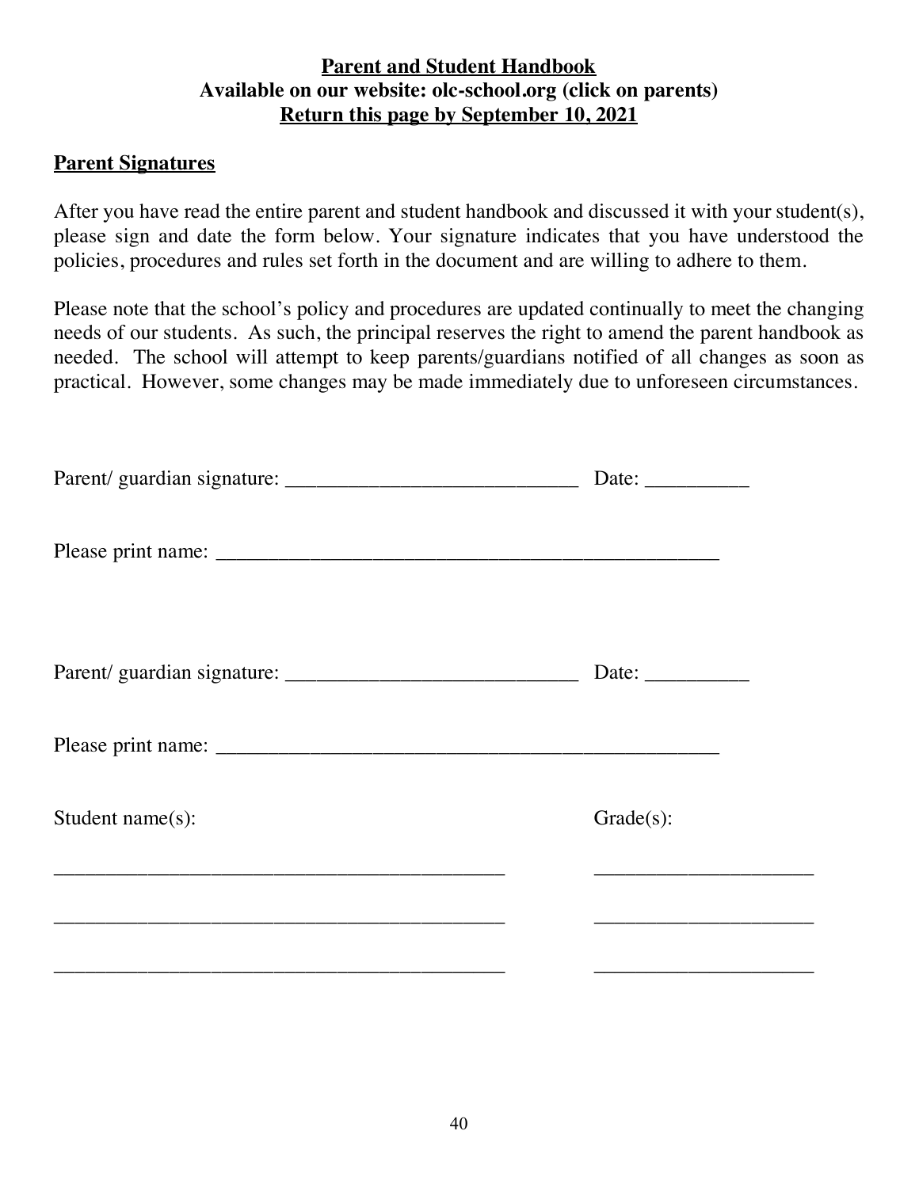**Parent and Student Handbook**
**Available on our website: olc-school.org (click on parents)**
**Return this page by September 10, 2021**

## Parent Signatures

After you have read the entire parent and student handbook and discussed it with your student(s), please sign and date the form below. Your signature indicates that you have understood the policies, procedures and rules set forth in the document and are willing to adhere to them.

Please note that the school's policy and procedures are updated continually to meet the changing needs of our students. As such, the principal reserves the right to amend the parent handbook as needed. The school will attempt to keep parents/guardians notified of all changes as soon as practical. However, some changes may be made immediately due to unforeseen circumstances.

Parent/ guardian signature: ____________________________ Date: __________

Please print name: ________________________________________________

Parent/ guardian signature: ____________________________ Date: __________

Please print name: ________________________________________________

| Student name(s): | Grade(s): |
| --- | --- |
| ____________________________________________ | _____________________ |
| ____________________________________________ | _____________________ |
| ____________________________________________ | _____________________ |